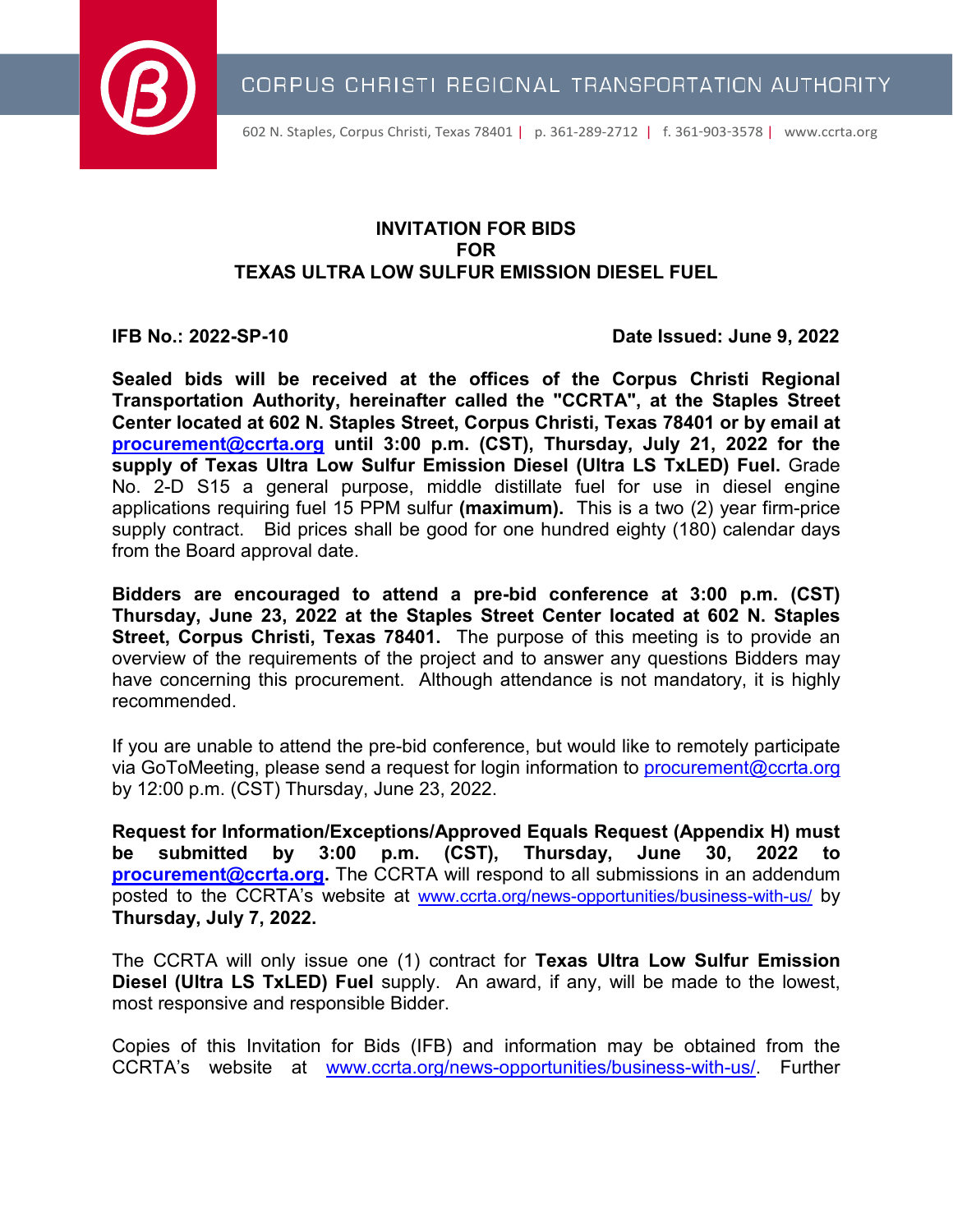CORPUS CHRISTI REGIONAL TRANSPORTATION AUTHORITY

602 N. Staples, Corpus Christi, Texas 78401 | p. 361-289-2712 | f. 361-903-3578 | www.ccrta.org

# INVITATION FOR BIDS
# FOR
# TEXAS ULTRA LOW SULFUR EMISSION DIESEL FUEL

**IFB No.: 2022-SP-10** **Date Issued: June 9, 2022**

**Sealed bids will be received at the offices of the Corpus Christi Regional Transportation Authority, hereinafter called the "CCRTA", at the Staples Street Center located at 602 N. Staples Street, Corpus Christi, Texas 78401 or by email at [procurement@ccrta.org](mailto:procurement@ccrta.org) until 3:00 p.m. (CST), Thursday, July 21, 2022 for the supply of Texas Ultra Low Sulfur Emission Diesel (Ultra LS TxLED) Fuel.** Grade No. 2-D S15 a general purpose, middle distillate fuel for use in diesel engine applications requiring fuel 15 PPM sulfur **(maximum).** This is a two (2) year firm-price supply contract. Bid prices shall be good for one hundred eighty (180) calendar days from the Board approval date.

**Bidders are encouraged to attend a pre-bid conference at 3:00 p.m. (CST) Thursday, June 23, 2022 at the Staples Street Center located at 602 N. Staples Street, Corpus Christi, Texas 78401.** The purpose of this meeting is to provide an overview of the requirements of the project and to answer any questions Bidders may have concerning this procurement. Although attendance is not mandatory, it is highly recommended.

If you are unable to attend the pre-bid conference, but would like to remotely participate via GoToMeeting, please send a request for login information to [procurement@ccrta.org](mailto:procurement@ccrta.org) by 12:00 p.m. (CST) Thursday, June 23, 2022.

**Request for Information/Exceptions/Approved Equals Request (Appendix H) must be submitted by 3:00 p.m. (CST), Thursday, June 30, 2022 to [procurement@ccrta.org](mailto:procurement@ccrta.org).** The CCRTA will respond to all submissions in an addendum posted to the CCRTA's website at [www.ccrta.org/news-opportunities/business-with-us/](http://www.ccrta.org/news-opportunities/business-with-us/) by **Thursday, July 7, 2022.**

The CCRTA will only issue one (1) contract for **Texas Ultra Low Sulfur Emission Diesel (Ultra LS TxLED) Fuel** supply. An award, if any, will be made to the lowest, most responsive and responsible Bidder.

Copies of this Invitation for Bids (IFB) and information may be obtained from the CCRTA's website at [www.ccrta.org/news-opportunities/business-with-us/](http://www.ccrta.org/news-opportunities/business-with-us/). Further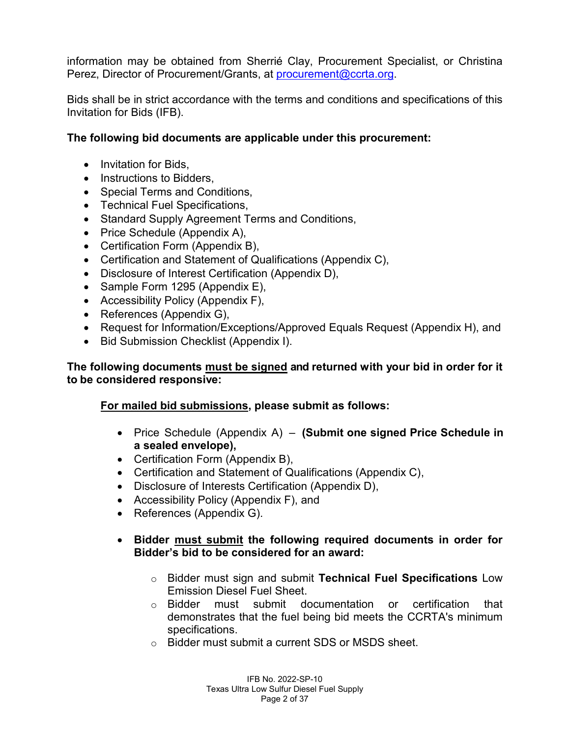information may be obtained from Sherrié Clay, Procurement Specialist, or Christina Perez, Director of Procurement/Grants, at [procurement@ccrta.org](mailto:procurement@ccrta.org).

Bids shall be in strict accordance with the terms and conditions and specifications of this Invitation for Bids (IFB).

**The following bid documents are applicable under this procurement:**

- Invitation for Bids,
- Instructions to Bidders,
- Special Terms and Conditions,
- Technical Fuel Specifications,
- Standard Supply Agreement Terms and Conditions,
- Price Schedule (Appendix A),
- Certification Form (Appendix B),
- Certification and Statement of Qualifications (Appendix C),
- Disclosure of Interest Certification (Appendix D),
- Sample Form 1295 (Appendix E),
- Accessibility Policy (Appendix F),
- References (Appendix G),
- Request for Information/Exceptions/Approved Equals Request (Appendix H), and
- Bid Submission Checklist (Appendix I).

**The following documents <u>must be signed</u> and returned with your bid in order for it to be considered responsive:**

**<u>For mailed bid submissions</u>, please submit as follows:**

- Price Schedule (Appendix A) – **(Submit one signed Price Schedule in a sealed envelope),**
- Certification Form (Appendix B),
- Certification and Statement of Qualifications (Appendix C),
- Disclosure of Interests Certification (Appendix D),
- Accessibility Policy (Appendix F), and
- References (Appendix G).

- **Bidder <u>must submit</u> the following required documents in order for Bidder's bid to be considered for an award:**
  - Bidder must sign and submit **Technical Fuel Specifications** Low Emission Diesel Fuel Sheet.
  - Bidder must submit documentation or certification that demonstrates that the fuel being bid meets the CCRTA's minimum specifications.
  - Bidder must submit a current SDS or MSDS sheet.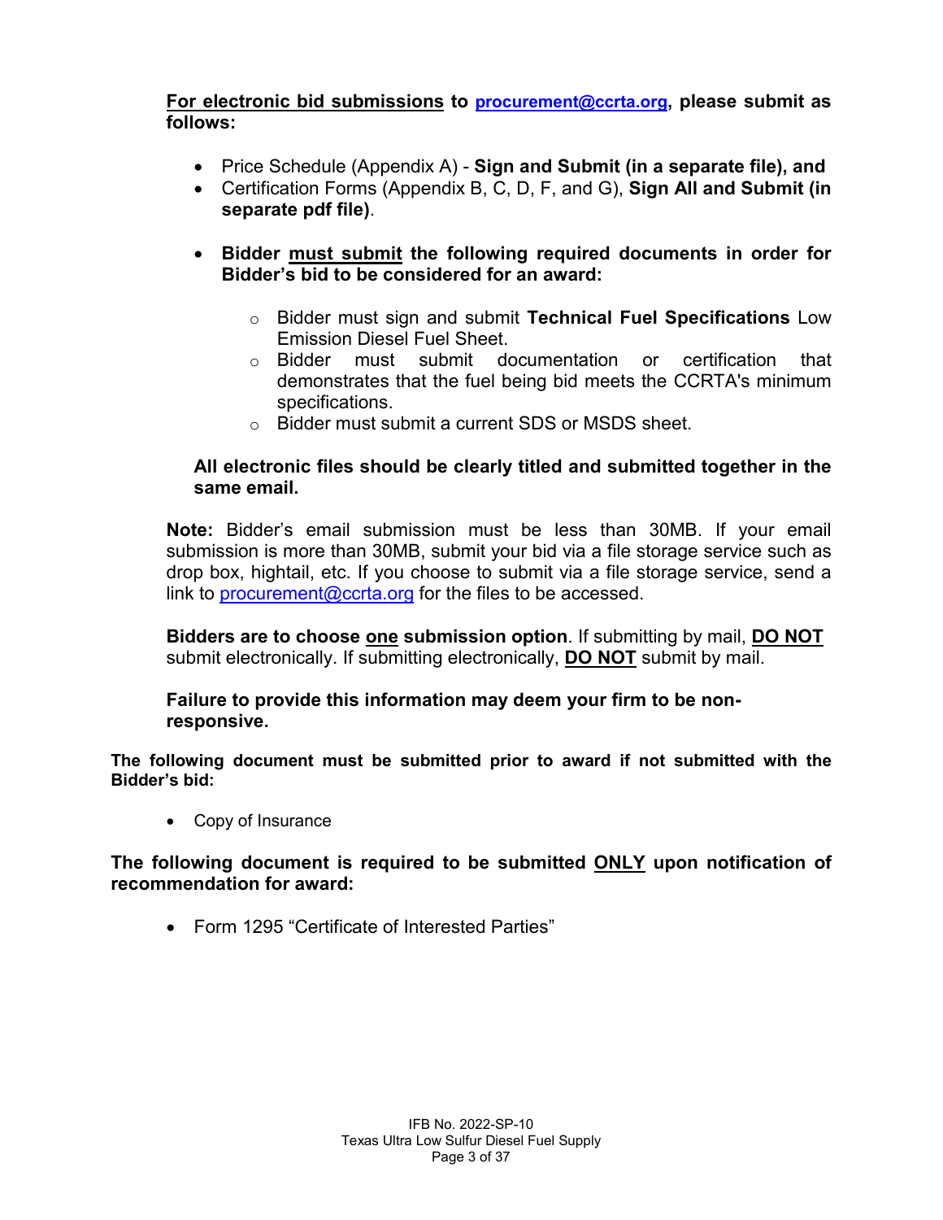**For electronic bid submissions** to **procurement@ccrta.org, please submit as follows:**

- Price Schedule (Appendix A) - **Sign and Submit (in a separate file), and**
- Certification Forms (Appendix B, C, D, F, and G), **Sign All and Submit (in separate pdf file)**.
- **Bidder must submit the following required documents in order for Bidder's bid to be considered for an award:**
  - Bidder must sign and submit **Technical Fuel Specifications** Low Emission Diesel Fuel Sheet.
  - Bidder must submit documentation or certification that demonstrates that the fuel being bid meets the CCRTA's minimum specifications.
  - Bidder must submit a current SDS or MSDS sheet.

**All electronic files should be clearly titled and submitted together in the same email.**

**Note:** Bidder's email submission must be less than 30MB. If your email submission is more than 30MB, submit your bid via a file storage service such as drop box, hightail, etc. If you choose to submit via a file storage service, send a link to procurement@ccrta.org for the files to be accessed.

**Bidders are to choose one submission option**. If submitting by mail, **DO NOT** submit electronically. If submitting electronically, **DO NOT** submit by mail.

**Failure to provide this information may deem your firm to be non-responsive.**

**The following document must be submitted prior to award if not submitted with the Bidder's bid:**

- Copy of Insurance

**The following document is required to be submitted ONLY upon notification of recommendation for award:**

- Form 1295 "Certificate of Interested Parties"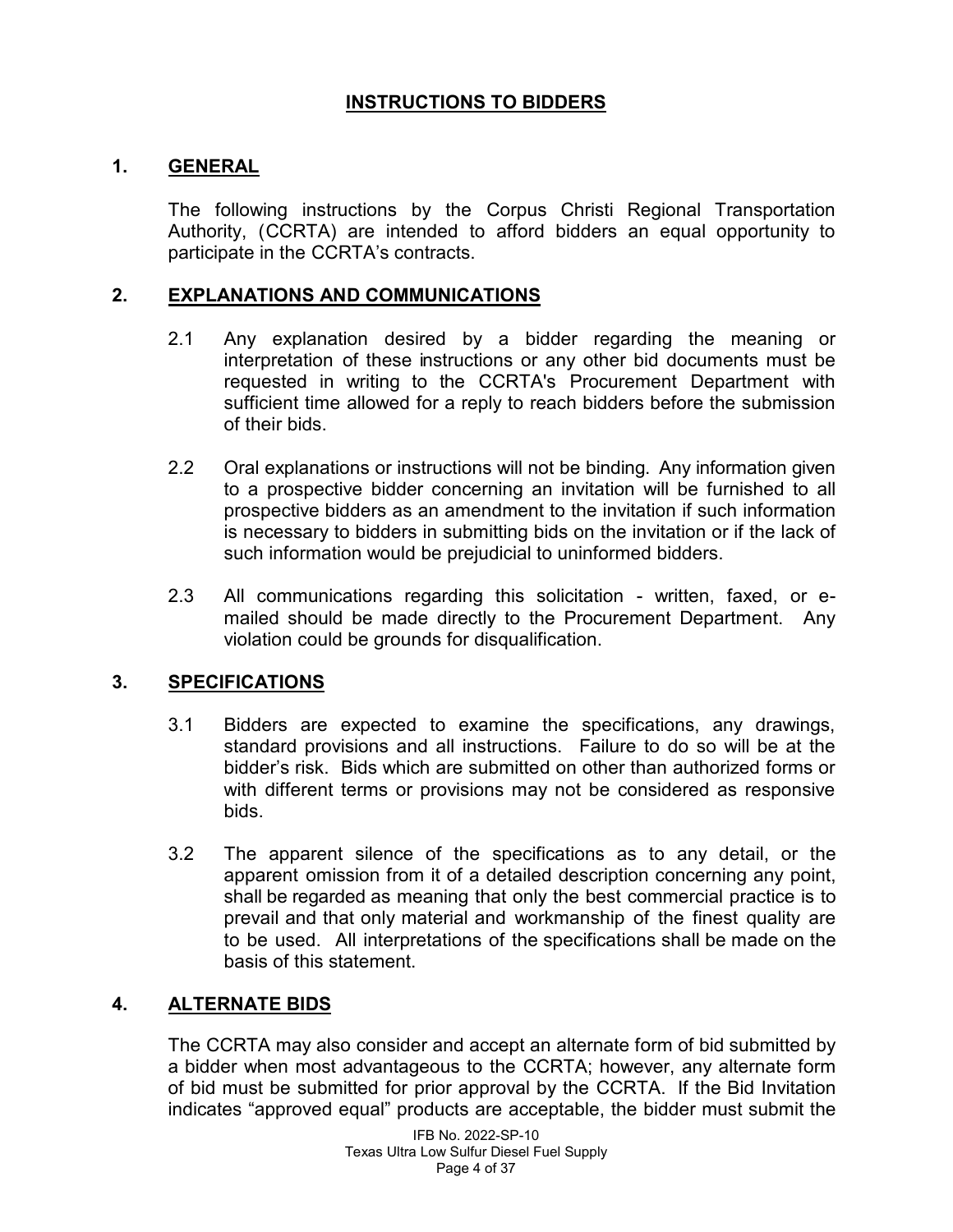# INSTRUCTIONS TO BIDDERS

## 1. GENERAL

The following instructions by the Corpus Christi Regional Transportation Authority, (CCRTA) are intended to afford bidders an equal opportunity to participate in the CCRTA's contracts.

## 2. EXPLANATIONS AND COMMUNICATIONS

2.1 Any explanation desired by a bidder regarding the meaning or interpretation of these instructions or any other bid documents must be requested in writing to the CCRTA's Procurement Department with sufficient time allowed for a reply to reach bidders before the submission of their bids.

2.2 Oral explanations or instructions will not be binding. Any information given to a prospective bidder concerning an invitation will be furnished to all prospective bidders as an amendment to the invitation if such information is necessary to bidders in submitting bids on the invitation or if the lack of such information would be prejudicial to uninformed bidders.

2.3 All communications regarding this solicitation - written, faxed, or e-mailed should be made directly to the Procurement Department. Any violation could be grounds for disqualification.

## 3. SPECIFICATIONS

3.1 Bidders are expected to examine the specifications, any drawings, standard provisions and all instructions. Failure to do so will be at the bidder's risk. Bids which are submitted on other than authorized forms or with different terms or provisions may not be considered as responsive bids.

3.2 The apparent silence of the specifications as to any detail, or the apparent omission from it of a detailed description concerning any point, shall be regarded as meaning that only the best commercial practice is to prevail and that only material and workmanship of the finest quality are to be used. All interpretations of the specifications shall be made on the basis of this statement.

## 4. ALTERNATE BIDS

The CCRTA may also consider and accept an alternate form of bid submitted by a bidder when most advantageous to the CCRTA; however, any alternate form of bid must be submitted for prior approval by the CCRTA. If the Bid Invitation indicates "approved equal" products are acceptable, the bidder must submit the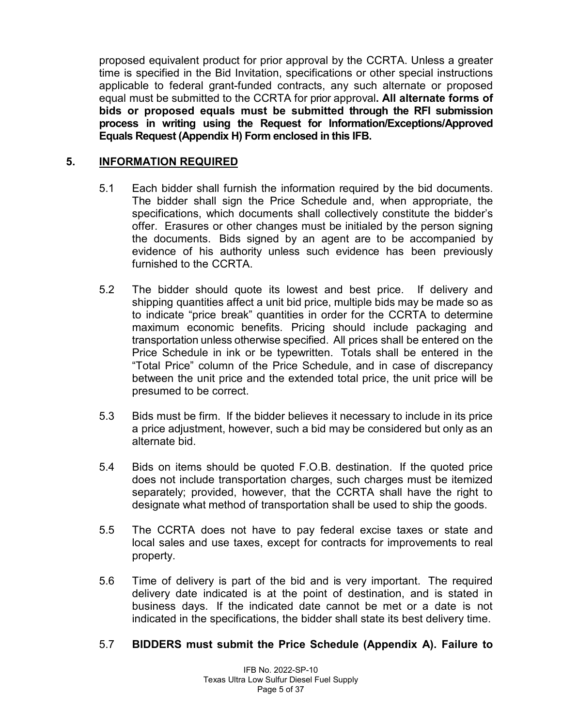proposed equivalent product for prior approval by the CCRTA. Unless a greater time is specified in the Bid Invitation, specifications or other special instructions applicable to federal grant-funded contracts, any such alternate or proposed equal must be submitted to the CCRTA for prior approval**. All alternate forms of bids or proposed equals must be submitted through the RFI submission process in writing using the Request for Information/Exceptions/Approved Equals Request (Appendix H) Form enclosed in this IFB.**

## 5. INFORMATION REQUIRED

5.1 Each bidder shall furnish the information required by the bid documents. The bidder shall sign the Price Schedule and, when appropriate, the specifications, which documents shall collectively constitute the bidder's offer. Erasures or other changes must be initialed by the person signing the documents. Bids signed by an agent are to be accompanied by evidence of his authority unless such evidence has been previously furnished to the CCRTA.

5.2 The bidder should quote its lowest and best price. If delivery and shipping quantities affect a unit bid price, multiple bids may be made so as to indicate "price break" quantities in order for the CCRTA to determine maximum economic benefits. Pricing should include packaging and transportation unless otherwise specified. All prices shall be entered on the Price Schedule in ink or be typewritten. Totals shall be entered in the "Total Price" column of the Price Schedule, and in case of discrepancy between the unit price and the extended total price, the unit price will be presumed to be correct.

5.3 Bids must be firm. If the bidder believes it necessary to include in its price a price adjustment, however, such a bid may be considered but only as an alternate bid.

5.4 Bids on items should be quoted F.O.B. destination. If the quoted price does not include transportation charges, such charges must be itemized separately; provided, however, that the CCRTA shall have the right to designate what method of transportation shall be used to ship the goods.

5.5 The CCRTA does not have to pay federal excise taxes or state and local sales and use taxes, except for contracts for improvements to real property.

5.6 Time of delivery is part of the bid and is very important. The required delivery date indicated is at the point of destination, and is stated in business days. If the indicated date cannot be met or a date is not indicated in the specifications, the bidder shall state its best delivery time.

5.7 **BIDDERS must submit the Price Schedule (Appendix A). Failure to**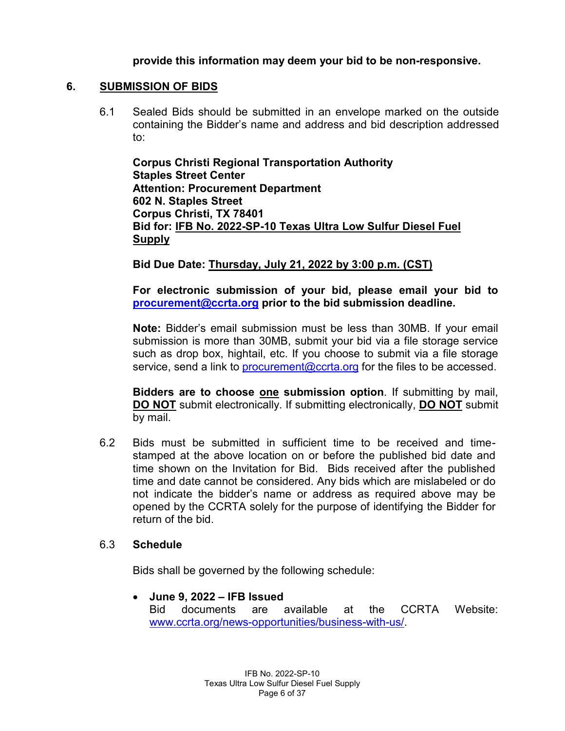**provide this information may deem your bid to be non-responsive.**

## 6. SUBMISSION OF BIDS

6.1 Sealed Bids should be submitted in an envelope marked on the outside containing the Bidder's name and address and bid description addressed to:

**Corpus Christi Regional Transportation Authority**
**Staples Street Center**
**Attention: Procurement Department**
**602 N. Staples Street**
**Corpus Christi, TX 78401**
**Bid for: <u>IFB No. 2022-SP-10 Texas Ultra Low Sulfur Diesel Fuel Supply</u>**

**Bid Due Date: <u>Thursday, July 21, 2022 by 3:00 p.m. (CST)</u>**

**For electronic submission of your bid, please email your bid to [procurement@ccrta.org](mailto:procurement@ccrta.org) prior to the bid submission deadline.**

**Note:** Bidder's email submission must be less than 30MB. If your email submission is more than 30MB, submit your bid via a file storage service such as drop box, hightail, etc. If you choose to submit via a file storage service, send a link to [procurement@ccrta.org](mailto:procurement@ccrta.org) for the files to be accessed.

**Bidders are to choose <u>one</u> submission option**. If submitting by mail, **<u>DO NOT</u>** submit electronically. If submitting electronically, **<u>DO NOT</u>** submit by mail.

6.2 Bids must be submitted in sufficient time to be received and time-stamped at the above location on or before the published bid date and time shown on the Invitation for Bid. Bids received after the published time and date cannot be considered. Any bids which are mislabeled or do not indicate the bidder's name or address as required above may be opened by the CCRTA solely for the purpose of identifying the Bidder for return of the bid.

6.3 **Schedule**

Bids shall be governed by the following schedule:

- **June 9, 2022 – IFB Issued**
  Bid documents are available at the CCRTA Website: [www.ccrta.org/news-opportunities/business-with-us/](http://www.ccrta.org/news-opportunities/business-with-us/).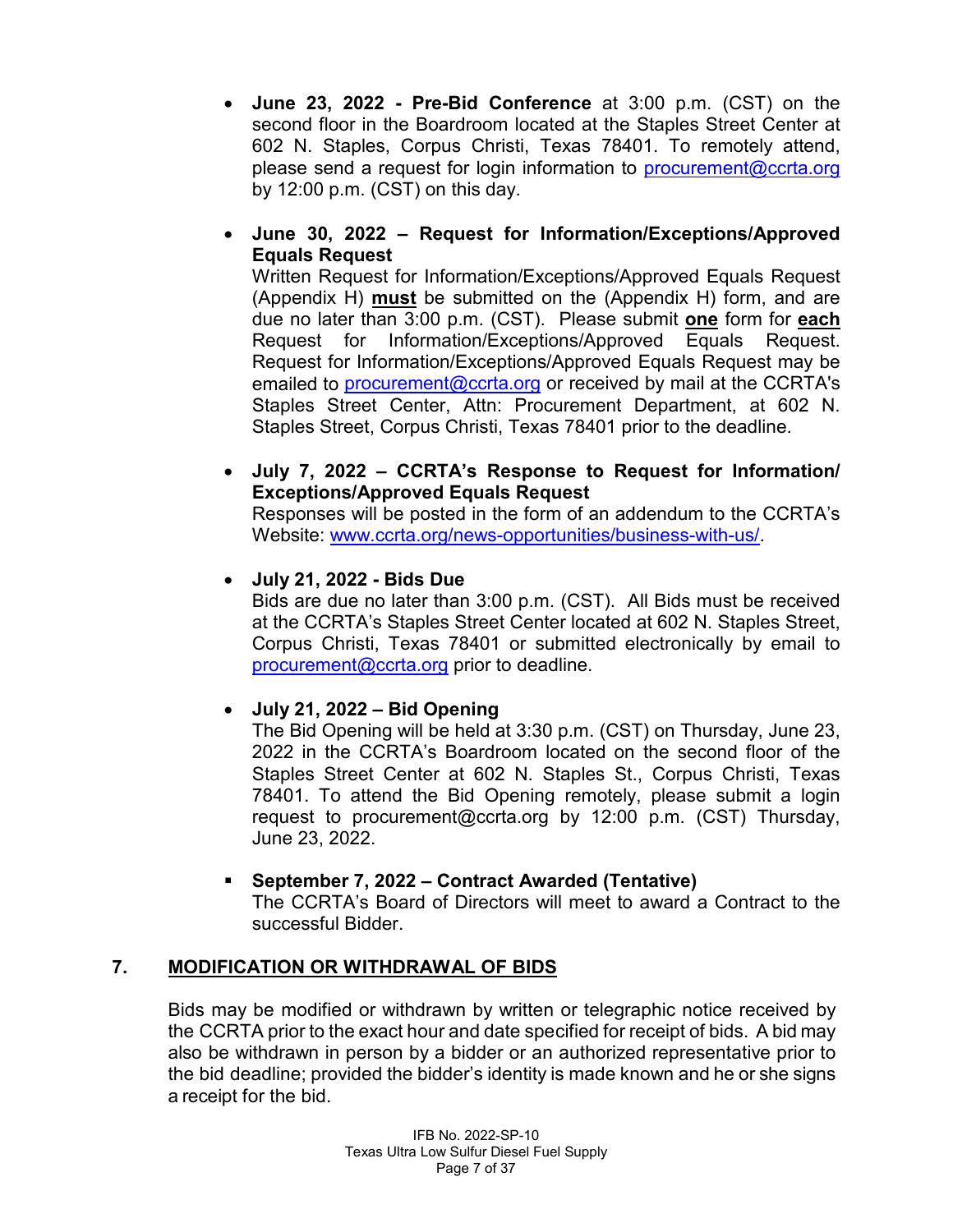- **June 23, 2022 - Pre-Bid Conference** at 3:00 p.m. (CST) on the second floor in the Boardroom located at the Staples Street Center at 602 N. Staples, Corpus Christi, Texas 78401. To remotely attend, please send a request for login information to procurement@ccrta.org by 12:00 p.m. (CST) on this day.

- **June 30, 2022 – Request for Information/Exceptions/Approved Equals Request**
  Written Request for Information/Exceptions/Approved Equals Request (Appendix H) **must** be submitted on the (Appendix H) form, and are due no later than 3:00 p.m. (CST). Please submit **one** form for **each** Request for Information/Exceptions/Approved Equals Request. Request for Information/Exceptions/Approved Equals Request may be emailed to procurement@ccrta.org or received by mail at the CCRTA's Staples Street Center, Attn: Procurement Department, at 602 N. Staples Street, Corpus Christi, Texas 78401 prior to the deadline.

- **July 7, 2022 – CCRTA's Response to Request for Information/ Exceptions/Approved Equals Request**
  Responses will be posted in the form of an addendum to the CCRTA's Website: www.ccrta.org/news-opportunities/business-with-us/.

- **July 21, 2022 - Bids Due**
  Bids are due no later than 3:00 p.m. (CST). All Bids must be received at the CCRTA's Staples Street Center located at 602 N. Staples Street, Corpus Christi, Texas 78401 or submitted electronically by email to procurement@ccrta.org prior to deadline.

- **July 21, 2022 – Bid Opening**
  The Bid Opening will be held at 3:30 p.m. (CST) on Thursday, June 23, 2022 in the CCRTA's Boardroom located on the second floor of the Staples Street Center at 602 N. Staples St., Corpus Christi, Texas 78401. To attend the Bid Opening remotely, please submit a login request to procurement@ccrta.org by 12:00 p.m. (CST) Thursday, June 23, 2022.

- **September 7, 2022 – Contract Awarded (Tentative)**
  The CCRTA's Board of Directors will meet to award a Contract to the successful Bidder.

## 7. MODIFICATION OR WITHDRAWAL OF BIDS

Bids may be modified or withdrawn by written or telegraphic notice received by the CCRTA prior to the exact hour and date specified for receipt of bids. A bid may also be withdrawn in person by a bidder or an authorized representative prior to the bid deadline; provided the bidder's identity is made known and he or she signs a receipt for the bid.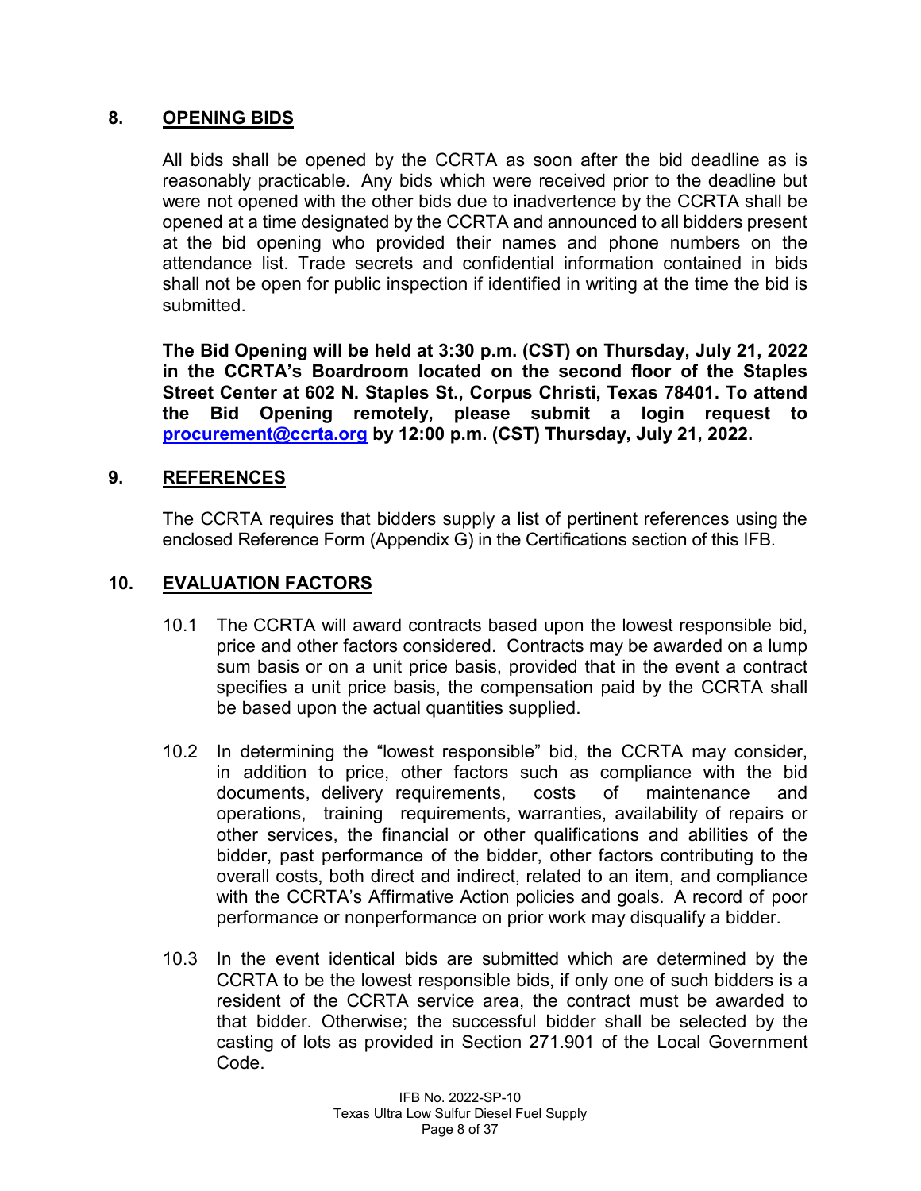## 8. OPENING BIDS

All bids shall be opened by the CCRTA as soon after the bid deadline as is reasonably practicable. Any bids which were received prior to the deadline but were not opened with the other bids due to inadvertence by the CCRTA shall be opened at a time designated by the CCRTA and announced to all bidders present at the bid opening who provided their names and phone numbers on the attendance list. Trade secrets and confidential information contained in bids shall not be open for public inspection if identified in writing at the time the bid is submitted.

**The Bid Opening will be held at 3:30 p.m. (CST) on Thursday, July 21, 2022 in the CCRTA's Boardroom located on the second floor of the Staples Street Center at 602 N. Staples St., Corpus Christi, Texas 78401. To attend the Bid Opening remotely, please submit a login request to procurement@ccrta.org by 12:00 p.m. (CST) Thursday, July 21, 2022.**

## 9. REFERENCES

The CCRTA requires that bidders supply a list of pertinent references using the enclosed Reference Form (Appendix G) in the Certifications section of this IFB.

## 10. EVALUATION FACTORS

10.1 The CCRTA will award contracts based upon the lowest responsible bid, price and other factors considered. Contracts may be awarded on a lump sum basis or on a unit price basis, provided that in the event a contract specifies a unit price basis, the compensation paid by the CCRTA shall be based upon the actual quantities supplied.

10.2 In determining the "lowest responsible" bid, the CCRTA may consider, in addition to price, other factors such as compliance with the bid documents, delivery requirements, costs of maintenance and operations, training requirements, warranties, availability of repairs or other services, the financial or other qualifications and abilities of the bidder, past performance of the bidder, other factors contributing to the overall costs, both direct and indirect, related to an item, and compliance with the CCRTA's Affirmative Action policies and goals. A record of poor performance or nonperformance on prior work may disqualify a bidder.

10.3 In the event identical bids are submitted which are determined by the CCRTA to be the lowest responsible bids, if only one of such bidders is a resident of the CCRTA service area, the contract must be awarded to that bidder. Otherwise; the successful bidder shall be selected by the casting of lots as provided in Section 271.901 of the Local Government Code.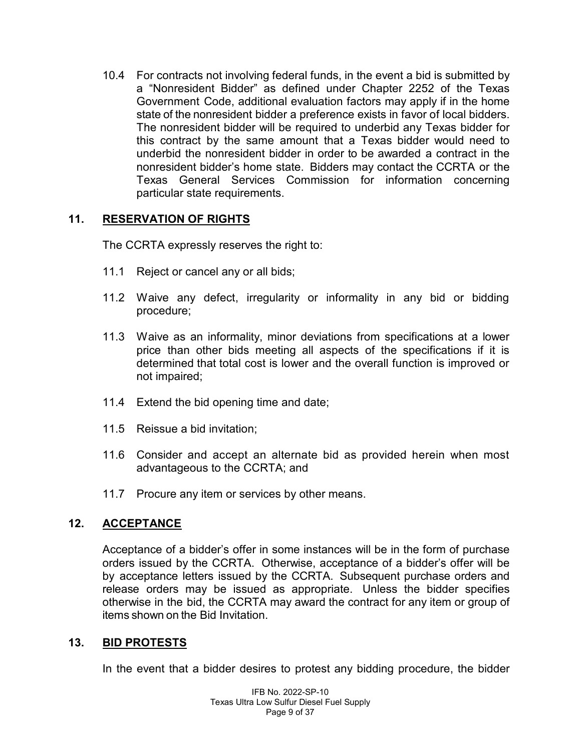10.4 For contracts not involving federal funds, in the event a bid is submitted by a "Nonresident Bidder" as defined under Chapter 2252 of the Texas Government Code, additional evaluation factors may apply if in the home state of the nonresident bidder a preference exists in favor of local bidders. The nonresident bidder will be required to underbid any Texas bidder for this contract by the same amount that a Texas bidder would need to underbid the nonresident bidder in order to be awarded a contract in the nonresident bidder's home state. Bidders may contact the CCRTA or the Texas General Services Commission for information concerning particular state requirements.

## 11. RESERVATION OF RIGHTS

The CCRTA expressly reserves the right to:

11.1 Reject or cancel any or all bids;

11.2 Waive any defect, irregularity or informality in any bid or bidding procedure;

11.3 Waive as an informality, minor deviations from specifications at a lower price than other bids meeting all aspects of the specifications if it is determined that total cost is lower and the overall function is improved or not impaired;

11.4 Extend the bid opening time and date;

11.5 Reissue a bid invitation;

11.6 Consider and accept an alternate bid as provided herein when most advantageous to the CCRTA; and

11.7 Procure any item or services by other means.

## 12. ACCEPTANCE

Acceptance of a bidder's offer in some instances will be in the form of purchase orders issued by the CCRTA. Otherwise, acceptance of a bidder's offer will be by acceptance letters issued by the CCRTA. Subsequent purchase orders and release orders may be issued as appropriate. Unless the bidder specifies otherwise in the bid, the CCRTA may award the contract for any item or group of items shown on the Bid Invitation.

## 13. BID PROTESTS

In the event that a bidder desires to protest any bidding procedure, the bidder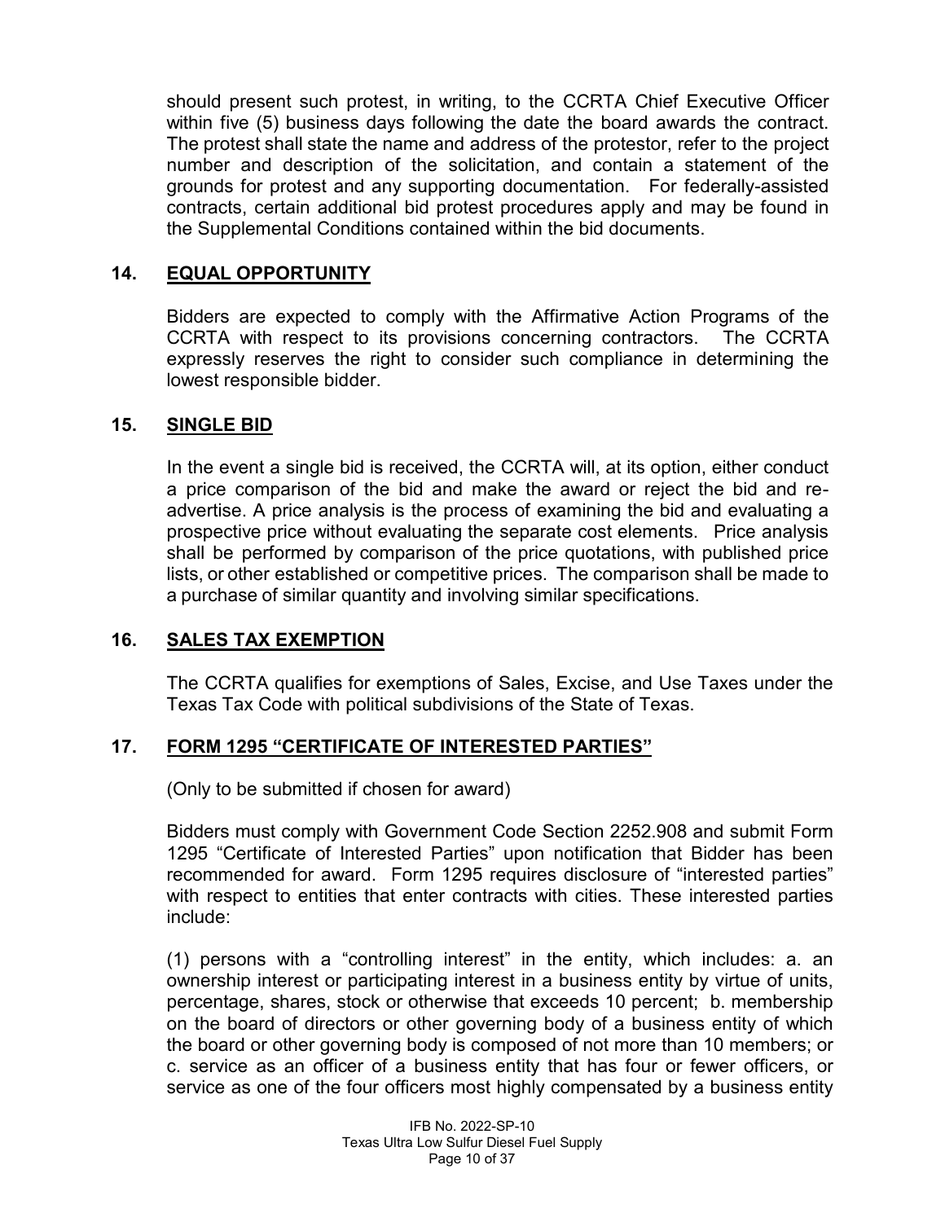should present such protest, in writing, to the CCRTA Chief Executive Officer within five (5) business days following the date the board awards the contract. The protest shall state the name and address of the protestor, refer to the project number and description of the solicitation, and contain a statement of the grounds for protest and any supporting documentation. For federally-assisted contracts, certain additional bid protest procedures apply and may be found in the Supplemental Conditions contained within the bid documents.

## 14. EQUAL OPPORTUNITY

Bidders are expected to comply with the Affirmative Action Programs of the CCRTA with respect to its provisions concerning contractors. The CCRTA expressly reserves the right to consider such compliance in determining the lowest responsible bidder.

## 15. SINGLE BID

In the event a single bid is received, the CCRTA will, at its option, either conduct a price comparison of the bid and make the award or reject the bid and re-advertise. A price analysis is the process of examining the bid and evaluating a prospective price without evaluating the separate cost elements. Price analysis shall be performed by comparison of the price quotations, with published price lists, or other established or competitive prices. The comparison shall be made to a purchase of similar quantity and involving similar specifications.

## 16. SALES TAX EXEMPTION

The CCRTA qualifies for exemptions of Sales, Excise, and Use Taxes under the Texas Tax Code with political subdivisions of the State of Texas.

## 17. FORM 1295 "CERTIFICATE OF INTERESTED PARTIES"

(Only to be submitted if chosen for award)

Bidders must comply with Government Code Section 2252.908 and submit Form 1295 "Certificate of Interested Parties" upon notification that Bidder has been recommended for award. Form 1295 requires disclosure of "interested parties" with respect to entities that enter contracts with cities. These interested parties include:

(1) persons with a "controlling interest" in the entity, which includes: a. an ownership interest or participating interest in a business entity by virtue of units, percentage, shares, stock or otherwise that exceeds 10 percent; b. membership on the board of directors or other governing body of a business entity of which the board or other governing body is composed of not more than 10 members; or c. service as an officer of a business entity that has four or fewer officers, or service as one of the four officers most highly compensated by a business entity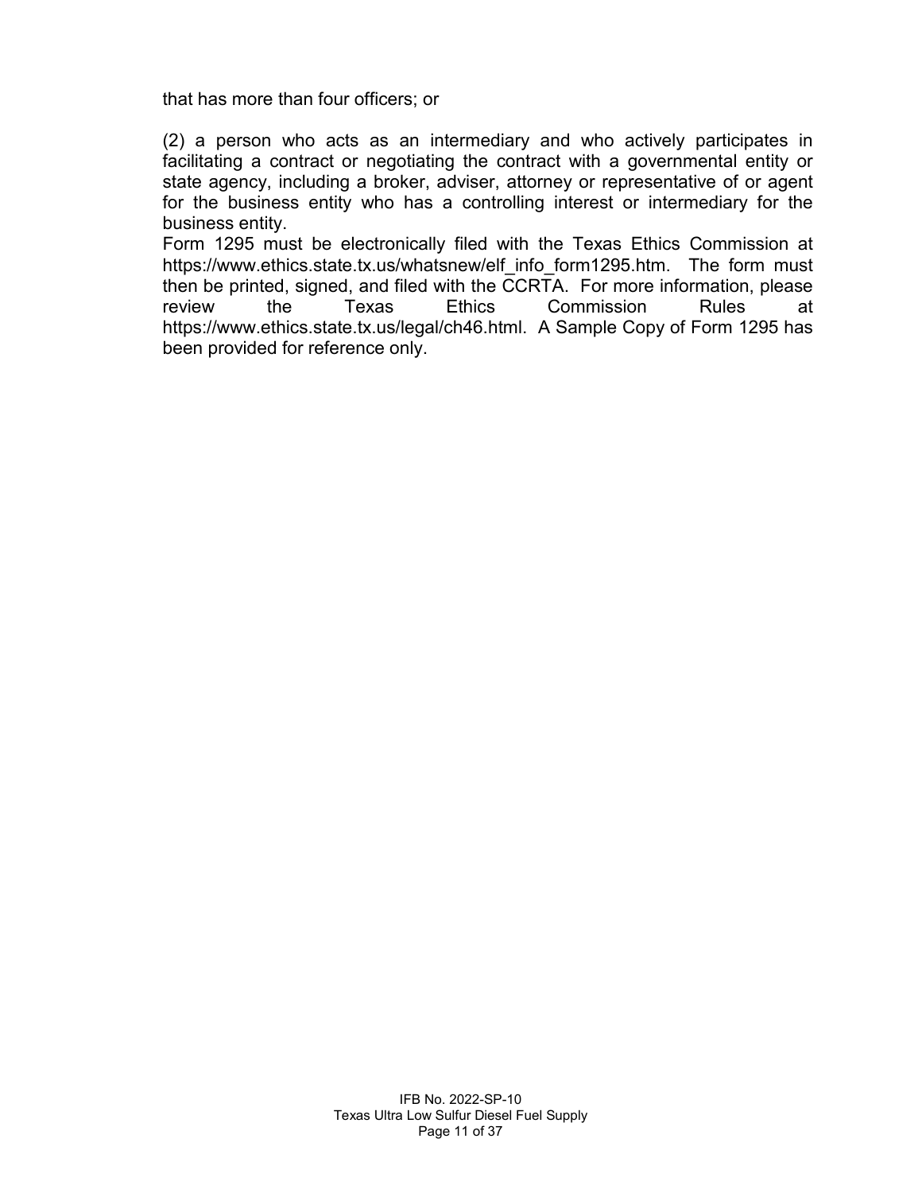that has more than four officers; or

(2) a person who acts as an intermediary and who actively participates in facilitating a contract or negotiating the contract with a governmental entity or state agency, including a broker, adviser, attorney or representative of or agent for the business entity who has a controlling interest or intermediary for the business entity.

Form 1295 must be electronically filed with the Texas Ethics Commission at https://www.ethics.state.tx.us/whatsnew/elf_info_form1295.htm. The form must then be printed, signed, and filed with the CCRTA. For more information, please review the Texas Ethics Commission Rules at https://www.ethics.state.tx.us/legal/ch46.html. A Sample Copy of Form 1295 has been provided for reference only.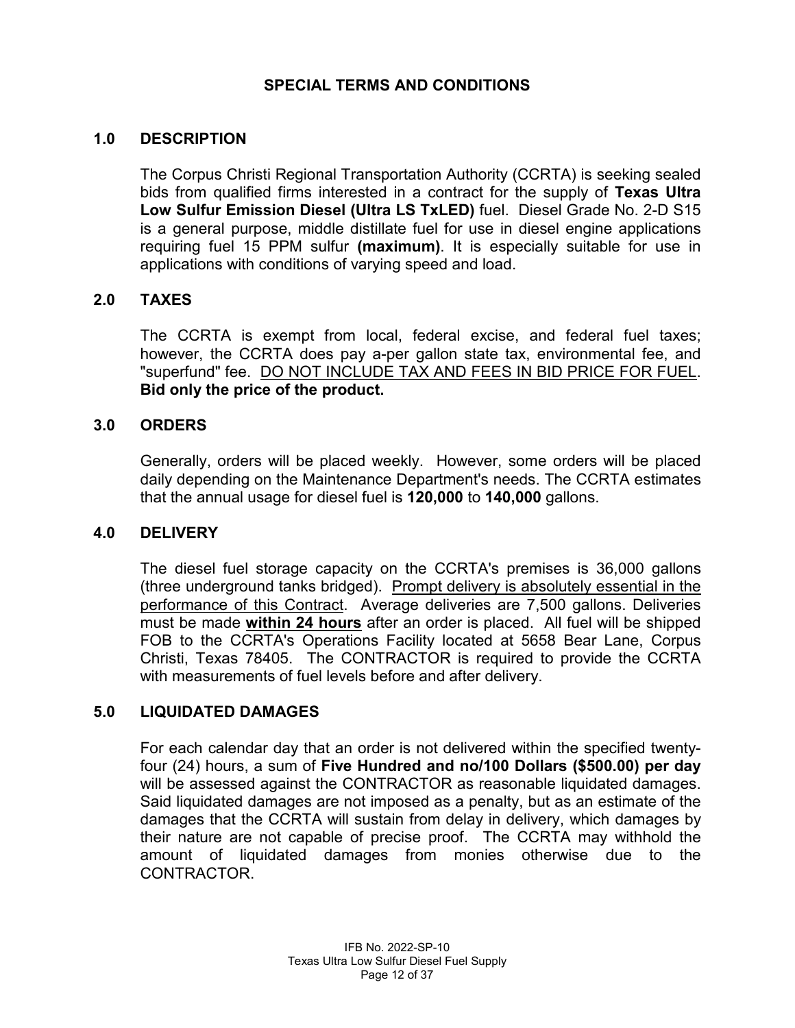## SPECIAL TERMS AND CONDITIONS

### 1.0 DESCRIPTION

The Corpus Christi Regional Transportation Authority (CCRTA) is seeking sealed bids from qualified firms interested in a contract for the supply of **Texas Ultra Low Sulfur Emission Diesel (Ultra LS TxLED)** fuel. Diesel Grade No. 2-D S15 is a general purpose, middle distillate fuel for use in diesel engine applications requiring fuel 15 PPM sulfur **(maximum)**. It is especially suitable for use in applications with conditions of varying speed and load.

### 2.0 TAXES

The CCRTA is exempt from local, federal excise, and federal fuel taxes; however, the CCRTA does pay a-per gallon state tax, environmental fee, and "superfund" fee. <u>DO NOT INCLUDE TAX AND FEES IN BID PRICE FOR FUEL</u>. **Bid only the price of the product.**

### 3.0 ORDERS

Generally, orders will be placed weekly. However, some orders will be placed daily depending on the Maintenance Department's needs. The CCRTA estimates that the annual usage for diesel fuel is **120,000** to **140,000** gallons.

### 4.0 DELIVERY

The diesel fuel storage capacity on the CCRTA's premises is 36,000 gallons (three underground tanks bridged). <u>Prompt delivery is absolutely essential in the performance of this Contract</u>. Average deliveries are 7,500 gallons. Deliveries must be made **<u>within 24 hours</u>** after an order is placed. All fuel will be shipped FOB to the CCRTA's Operations Facility located at 5658 Bear Lane, Corpus Christi, Texas 78405. The CONTRACTOR is required to provide the CCRTA with measurements of fuel levels before and after delivery.

### 5.0 LIQUIDATED DAMAGES

For each calendar day that an order is not delivered within the specified twenty-four (24) hours, a sum of **Five Hundred and no/100 Dollars ($500.00) per day** will be assessed against the CONTRACTOR as reasonable liquidated damages. Said liquidated damages are not imposed as a penalty, but as an estimate of the damages that the CCRTA will sustain from delay in delivery, which damages by their nature are not capable of precise proof. The CCRTA may withhold the amount of liquidated damages from monies otherwise due to the CONTRACTOR.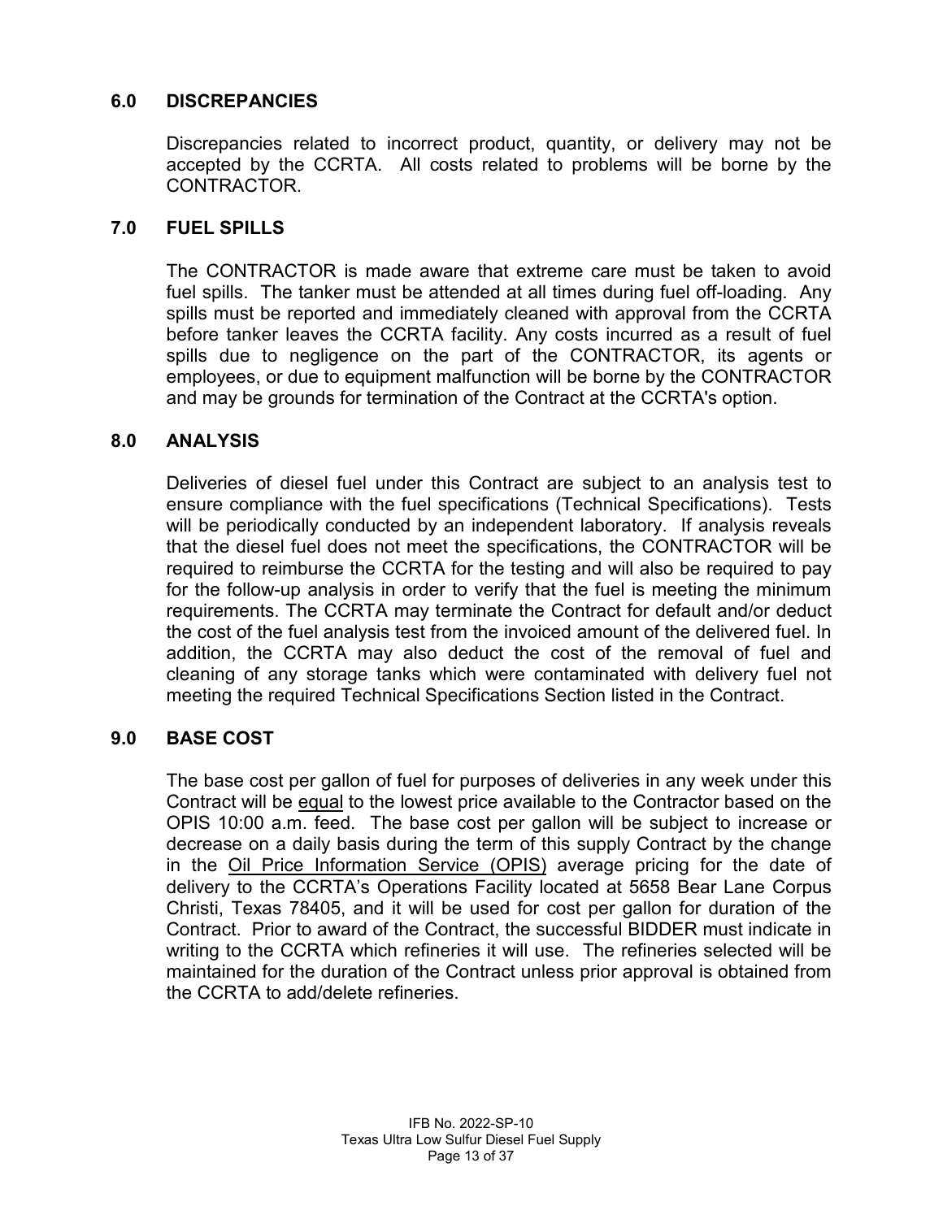## 6.0 DISCREPANCIES

Discrepancies related to incorrect product, quantity, or delivery may not be accepted by the CCRTA. All costs related to problems will be borne by the CONTRACTOR.

## 7.0 FUEL SPILLS

The CONTRACTOR is made aware that extreme care must be taken to avoid fuel spills. The tanker must be attended at all times during fuel off-loading. Any spills must be reported and immediately cleaned with approval from the CCRTA before tanker leaves the CCRTA facility. Any costs incurred as a result of fuel spills due to negligence on the part of the CONTRACTOR, its agents or employees, or due to equipment malfunction will be borne by the CONTRACTOR and may be grounds for termination of the Contract at the CCRTA's option.

## 8.0 ANALYSIS

Deliveries of diesel fuel under this Contract are subject to an analysis test to ensure compliance with the fuel specifications (Technical Specifications). Tests will be periodically conducted by an independent laboratory. If analysis reveals that the diesel fuel does not meet the specifications, the CONTRACTOR will be required to reimburse the CCRTA for the testing and will also be required to pay for the follow-up analysis in order to verify that the fuel is meeting the minimum requirements. The CCRTA may terminate the Contract for default and/or deduct the cost of the fuel analysis test from the invoiced amount of the delivered fuel. In addition, the CCRTA may also deduct the cost of the removal of fuel and cleaning of any storage tanks which were contaminated with delivery fuel not meeting the required Technical Specifications Section listed in the Contract.

## 9.0 BASE COST

The base cost per gallon of fuel for purposes of deliveries in any week under this Contract will be equal to the lowest price available to the Contractor based on the OPIS 10:00 a.m. feed. The base cost per gallon will be subject to increase or decrease on a daily basis during the term of this supply Contract by the change in the Oil Price Information Service (OPIS) average pricing for the date of delivery to the CCRTA's Operations Facility located at 5658 Bear Lane Corpus Christi, Texas 78405, and it will be used for cost per gallon for duration of the Contract. Prior to award of the Contract, the successful BIDDER must indicate in writing to the CCRTA which refineries it will use. The refineries selected will be maintained for the duration of the Contract unless prior approval is obtained from the CCRTA to add/delete refineries.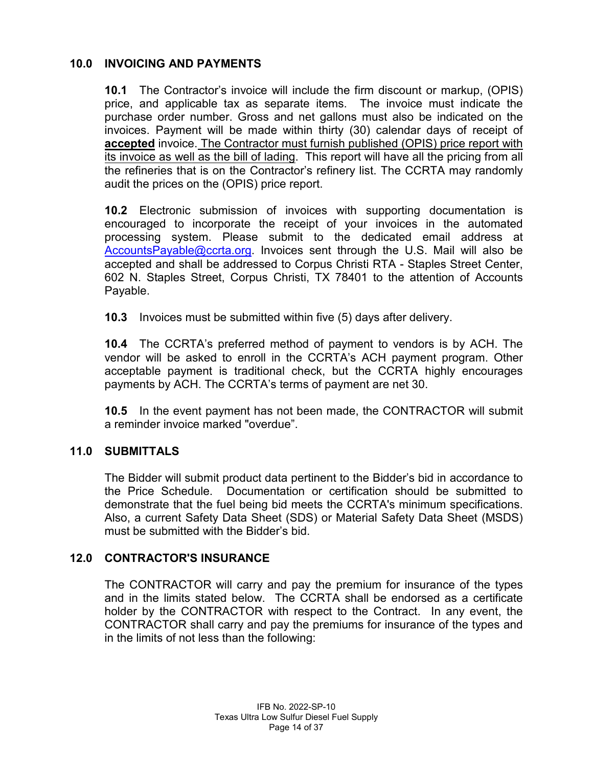## 10.0 INVOICING AND PAYMENTS

**10.1** The Contractor's invoice will include the firm discount or markup, (OPIS) price, and applicable tax as separate items. The invoice must indicate the purchase order number. Gross and net gallons must also be indicated on the invoices. Payment will be made within thirty (30) calendar days of receipt of **accepted** invoice. The Contractor must furnish published (OPIS) price report with its invoice as well as the bill of lading. This report will have all the pricing from all the refineries that is on the Contractor's refinery list. The CCRTA may randomly audit the prices on the (OPIS) price report.

**10.2** Electronic submission of invoices with supporting documentation is encouraged to incorporate the receipt of your invoices in the automated processing system. Please submit to the dedicated email address at AccountsPayable@ccrta.org. Invoices sent through the U.S. Mail will also be accepted and shall be addressed to Corpus Christi RTA - Staples Street Center, 602 N. Staples Street, Corpus Christi, TX 78401 to the attention of Accounts Payable.

**10.3** Invoices must be submitted within five (5) days after delivery.

**10.4** The CCRTA's preferred method of payment to vendors is by ACH. The vendor will be asked to enroll in the CCRTA's ACH payment program. Other acceptable payment is traditional check, but the CCRTA highly encourages payments by ACH. The CCRTA's terms of payment are net 30.

**10.5** In the event payment has not been made, the CONTRACTOR will submit a reminder invoice marked "overdue".

## 11.0 SUBMITTALS

The Bidder will submit product data pertinent to the Bidder's bid in accordance to the Price Schedule. Documentation or certification should be submitted to demonstrate that the fuel being bid meets the CCRTA's minimum specifications. Also, a current Safety Data Sheet (SDS) or Material Safety Data Sheet (MSDS) must be submitted with the Bidder's bid.

## 12.0 CONTRACTOR'S INSURANCE

The CONTRACTOR will carry and pay the premium for insurance of the types and in the limits stated below. The CCRTA shall be endorsed as a certificate holder by the CONTRACTOR with respect to the Contract. In any event, the CONTRACTOR shall carry and pay the premiums for insurance of the types and in the limits of not less than the following: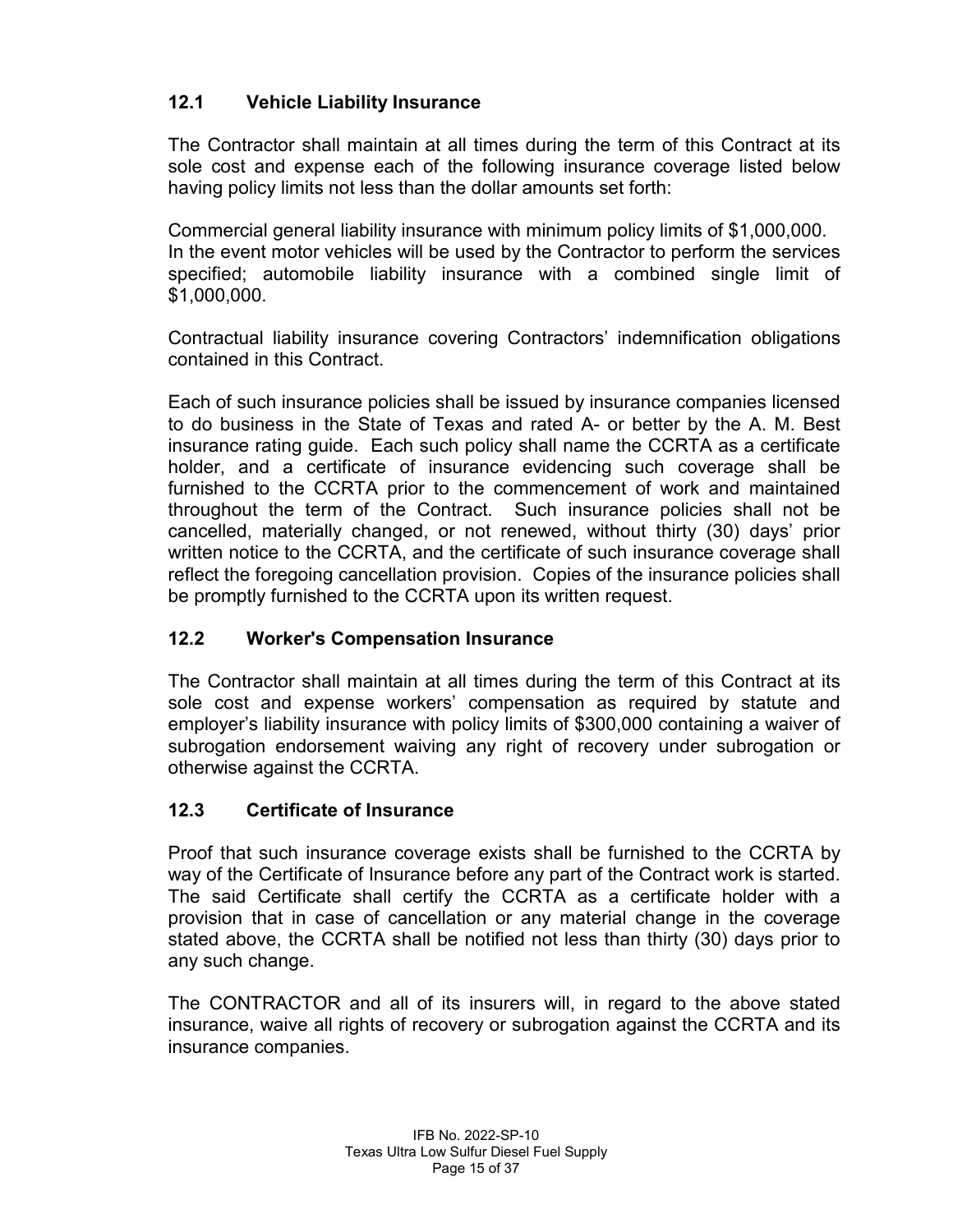### 12.1 Vehicle Liability Insurance

The Contractor shall maintain at all times during the term of this Contract at its sole cost and expense each of the following insurance coverage listed below having policy limits not less than the dollar amounts set forth:

Commercial general liability insurance with minimum policy limits of $1,000,000. In the event motor vehicles will be used by the Contractor to perform the services specified; automobile liability insurance with a combined single limit of $1,000,000.

Contractual liability insurance covering Contractors' indemnification obligations contained in this Contract.

Each of such insurance policies shall be issued by insurance companies licensed to do business in the State of Texas and rated A- or better by the A. M. Best insurance rating guide. Each such policy shall name the CCRTA as a certificate holder, and a certificate of insurance evidencing such coverage shall be furnished to the CCRTA prior to the commencement of work and maintained throughout the term of the Contract. Such insurance policies shall not be cancelled, materially changed, or not renewed, without thirty (30) days' prior written notice to the CCRTA, and the certificate of such insurance coverage shall reflect the foregoing cancellation provision. Copies of the insurance policies shall be promptly furnished to the CCRTA upon its written request.

### 12.2 Worker's Compensation Insurance

The Contractor shall maintain at all times during the term of this Contract at its sole cost and expense workers' compensation as required by statute and employer's liability insurance with policy limits of $300,000 containing a waiver of subrogation endorsement waiving any right of recovery under subrogation or otherwise against the CCRTA.

### 12.3 Certificate of Insurance

Proof that such insurance coverage exists shall be furnished to the CCRTA by way of the Certificate of Insurance before any part of the Contract work is started. The said Certificate shall certify the CCRTA as a certificate holder with a provision that in case of cancellation or any material change in the coverage stated above, the CCRTA shall be notified not less than thirty (30) days prior to any such change.

The CONTRACTOR and all of its insurers will, in regard to the above stated insurance, waive all rights of recovery or subrogation against the CCRTA and its insurance companies.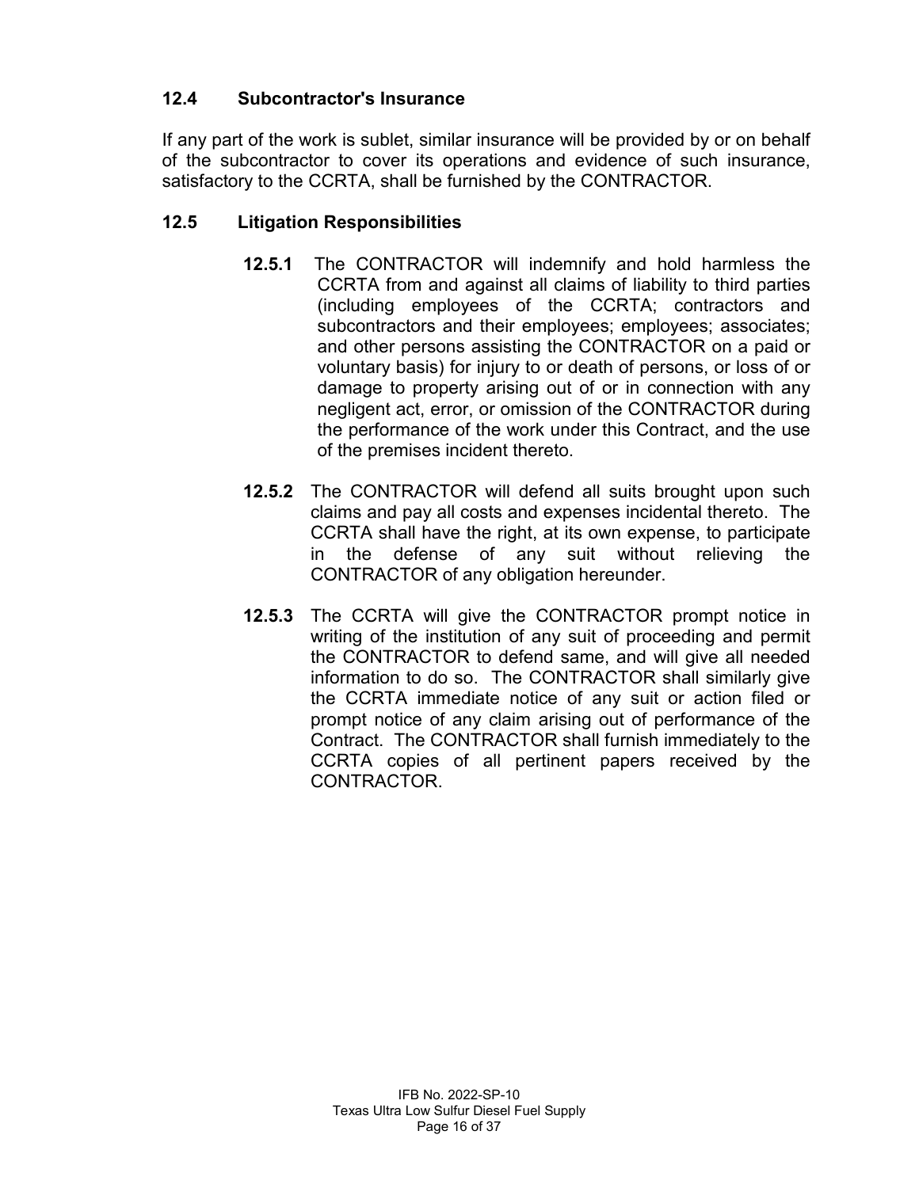### 12.4 Subcontractor's Insurance

If any part of the work is sublet, similar insurance will be provided by or on behalf of the subcontractor to cover its operations and evidence of such insurance, satisfactory to the CCRTA, shall be furnished by the CONTRACTOR.

### 12.5 Litigation Responsibilities

**12.5.1** The CONTRACTOR will indemnify and hold harmless the CCRTA from and against all claims of liability to third parties (including employees of the CCRTA; contractors and subcontractors and their employees; employees; associates; and other persons assisting the CONTRACTOR on a paid or voluntary basis) for injury to or death of persons, or loss of or damage to property arising out of or in connection with any negligent act, error, or omission of the CONTRACTOR during the performance of the work under this Contract, and the use of the premises incident thereto.

**12.5.2** The CONTRACTOR will defend all suits brought upon such claims and pay all costs and expenses incidental thereto. The CCRTA shall have the right, at its own expense, to participate in the defense of any suit without relieving the CONTRACTOR of any obligation hereunder.

**12.5.3** The CCRTA will give the CONTRACTOR prompt notice in writing of the institution of any suit of proceeding and permit the CONTRACTOR to defend same, and will give all needed information to do so. The CONTRACTOR shall similarly give the CCRTA immediate notice of any suit or action filed or prompt notice of any claim arising out of performance of the Contract. The CONTRACTOR shall furnish immediately to the CCRTA copies of all pertinent papers received by the CONTRACTOR.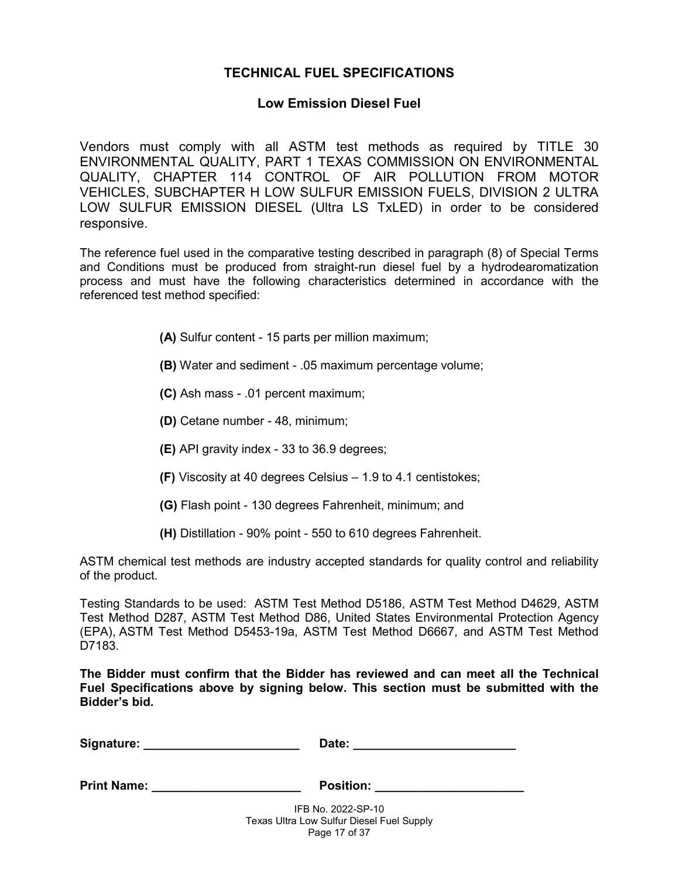## TECHNICAL FUEL SPECIFICATIONS

### Low Emission Diesel Fuel

Vendors must comply with all ASTM test methods as required by TITLE 30 ENVIRONMENTAL QUALITY, PART 1 TEXAS COMMISSION ON ENVIRONMENTAL QUALITY, CHAPTER 114 CONTROL OF AIR POLLUTION FROM MOTOR VEHICLES, SUBCHAPTER H LOW SULFUR EMISSION FUELS, DIVISION 2 ULTRA LOW SULFUR EMISSION DIESEL (Ultra LS TxLED) in order to be considered responsive.

The reference fuel used in the comparative testing described in paragraph (8) of Special Terms and Conditions must be produced from straight-run diesel fuel by a hydrodearomatization process and must have the following characteristics determined in accordance with the referenced test method specified:

- **(A)** Sulfur content - 15 parts per million maximum;
- **(B)** Water and sediment - .05 maximum percentage volume;
- **(C)** Ash mass - .01 percent maximum;
- **(D)** Cetane number - 48, minimum;
- **(E)** API gravity index - 33 to 36.9 degrees;
- **(F)** Viscosity at 40 degrees Celsius – 1.9 to 4.1 centistokes;
- **(G)** Flash point - 130 degrees Fahrenheit, minimum; and
- **(H)** Distillation - 90% point - 550 to 610 degrees Fahrenheit.

ASTM chemical test methods are industry accepted standards for quality control and reliability of the product.

Testing Standards to be used: ASTM Test Method D5186, ASTM Test Method D4629, ASTM Test Method D287, ASTM Test Method D86, United States Environmental Protection Agency (EPA), ASTM Test Method D5453-19a, ASTM Test Method D6667, and ASTM Test Method D7183.

**The Bidder must confirm that the Bidder has reviewed and can meet all the Technical Fuel Specifications above by signing below. This section must be submitted with the Bidder's bid.**

**Signature:** ______________________ **Date:** ______________________

**Print Name:** ______________________ **Position:** ______________________

IFB No. 2022-SP-10
Texas Ultra Low Sulfur Diesel Fuel Supply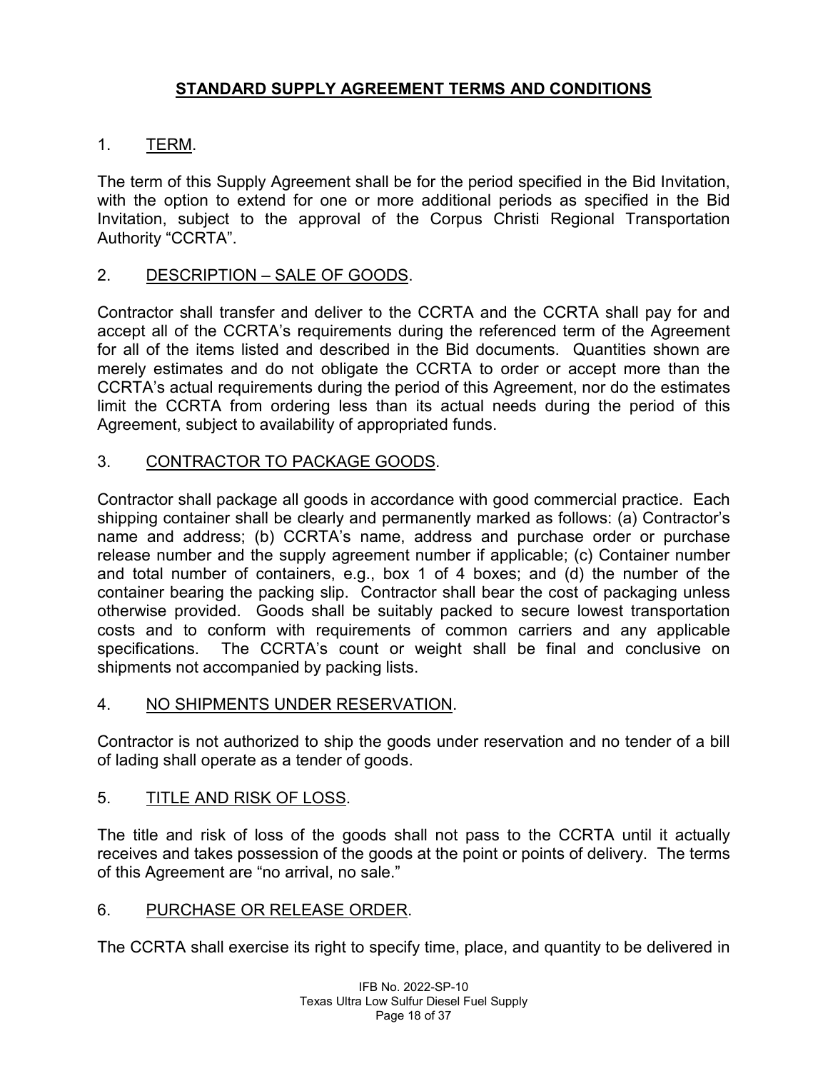# STANDARD SUPPLY AGREEMENT TERMS AND CONDITIONS

## 1. TERM.

The term of this Supply Agreement shall be for the period specified in the Bid Invitation, with the option to extend for one or more additional periods as specified in the Bid Invitation, subject to the approval of the Corpus Christi Regional Transportation Authority "CCRTA".

## 2. DESCRIPTION – SALE OF GOODS.

Contractor shall transfer and deliver to the CCRTA and the CCRTA shall pay for and accept all of the CCRTA's requirements during the referenced term of the Agreement for all of the items listed and described in the Bid documents. Quantities shown are merely estimates and do not obligate the CCRTA to order or accept more than the CCRTA's actual requirements during the period of this Agreement, nor do the estimates limit the CCRTA from ordering less than its actual needs during the period of this Agreement, subject to availability of appropriated funds.

## 3. CONTRACTOR TO PACKAGE GOODS.

Contractor shall package all goods in accordance with good commercial practice. Each shipping container shall be clearly and permanently marked as follows: (a) Contractor's name and address; (b) CCRTA's name, address and purchase order or purchase release number and the supply agreement number if applicable; (c) Container number and total number of containers, e.g., box 1 of 4 boxes; and (d) the number of the container bearing the packing slip. Contractor shall bear the cost of packaging unless otherwise provided. Goods shall be suitably packed to secure lowest transportation costs and to conform with requirements of common carriers and any applicable specifications. The CCRTA's count or weight shall be final and conclusive on shipments not accompanied by packing lists.

## 4. NO SHIPMENTS UNDER RESERVATION.

Contractor is not authorized to ship the goods under reservation and no tender of a bill of lading shall operate as a tender of goods.

## 5. TITLE AND RISK OF LOSS.

The title and risk of loss of the goods shall not pass to the CCRTA until it actually receives and takes possession of the goods at the point or points of delivery. The terms of this Agreement are "no arrival, no sale."

## 6. PURCHASE OR RELEASE ORDER.

The CCRTA shall exercise its right to specify time, place, and quantity to be delivered in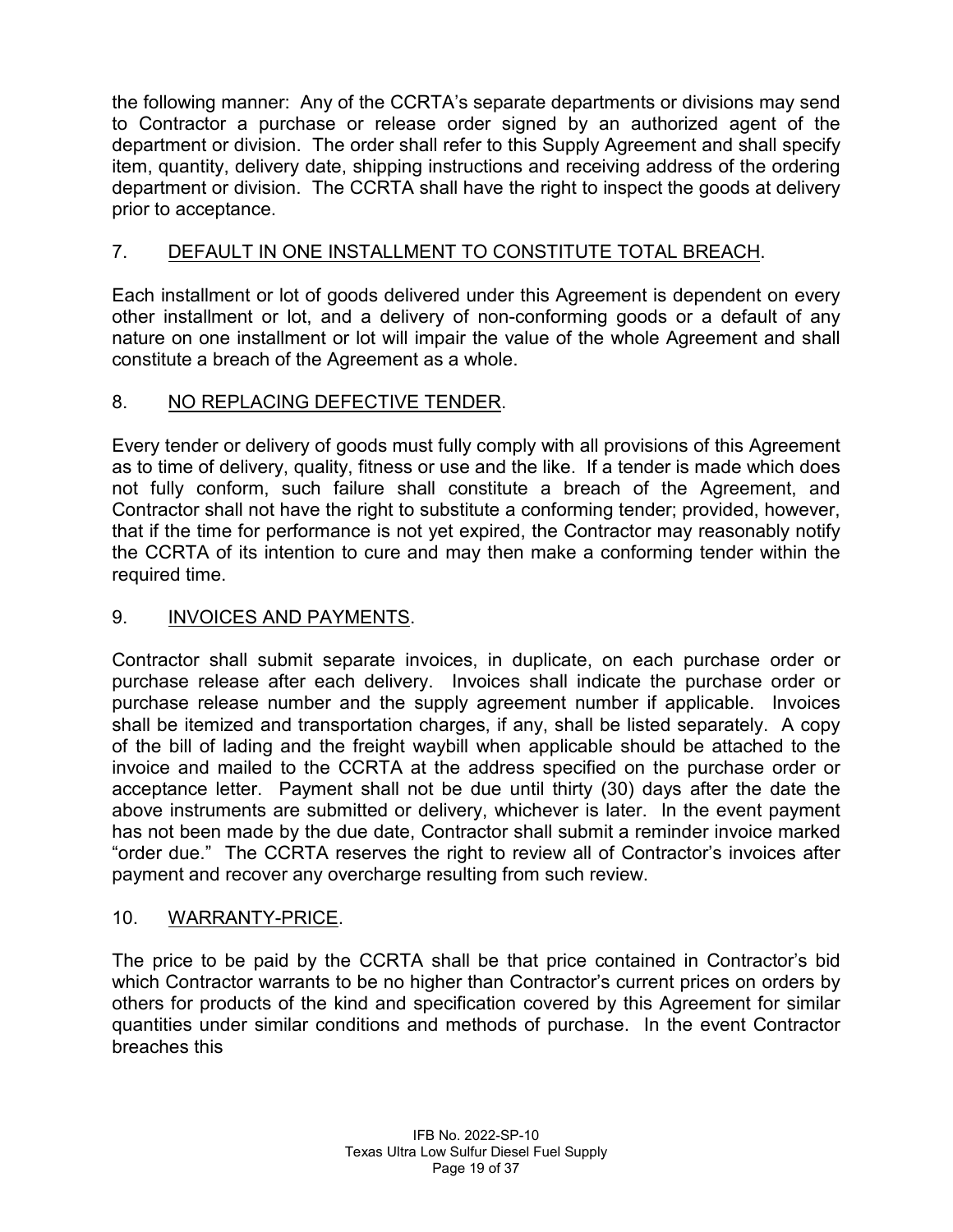the following manner: Any of the CCRTA's separate departments or divisions may send to Contractor a purchase or release order signed by an authorized agent of the department or division. The order shall refer to this Supply Agreement and shall specify item, quantity, delivery date, shipping instructions and receiving address of the ordering department or division. The CCRTA shall have the right to inspect the goods at delivery prior to acceptance.

7. DEFAULT IN ONE INSTALLMENT TO CONSTITUTE TOTAL BREACH.

Each installment or lot of goods delivered under this Agreement is dependent on every other installment or lot, and a delivery of non-conforming goods or a default of any nature on one installment or lot will impair the value of the whole Agreement and shall constitute a breach of the Agreement as a whole.

8. NO REPLACING DEFECTIVE TENDER.

Every tender or delivery of goods must fully comply with all provisions of this Agreement as to time of delivery, quality, fitness or use and the like. If a tender is made which does not fully conform, such failure shall constitute a breach of the Agreement, and Contractor shall not have the right to substitute a conforming tender; provided, however, that if the time for performance is not yet expired, the Contractor may reasonably notify the CCRTA of its intention to cure and may then make a conforming tender within the required time.

9. INVOICES AND PAYMENTS.

Contractor shall submit separate invoices, in duplicate, on each purchase order or purchase release after each delivery. Invoices shall indicate the purchase order or purchase release number and the supply agreement number if applicable. Invoices shall be itemized and transportation charges, if any, shall be listed separately. A copy of the bill of lading and the freight waybill when applicable should be attached to the invoice and mailed to the CCRTA at the address specified on the purchase order or acceptance letter. Payment shall not be due until thirty (30) days after the date the above instruments are submitted or delivery, whichever is later. In the event payment has not been made by the due date, Contractor shall submit a reminder invoice marked "order due." The CCRTA reserves the right to review all of Contractor's invoices after payment and recover any overcharge resulting from such review.

10. WARRANTY-PRICE.

The price to be paid by the CCRTA shall be that price contained in Contractor's bid which Contractor warrants to be no higher than Contractor's current prices on orders by others for products of the kind and specification covered by this Agreement for similar quantities under similar conditions and methods of purchase. In the event Contractor breaches this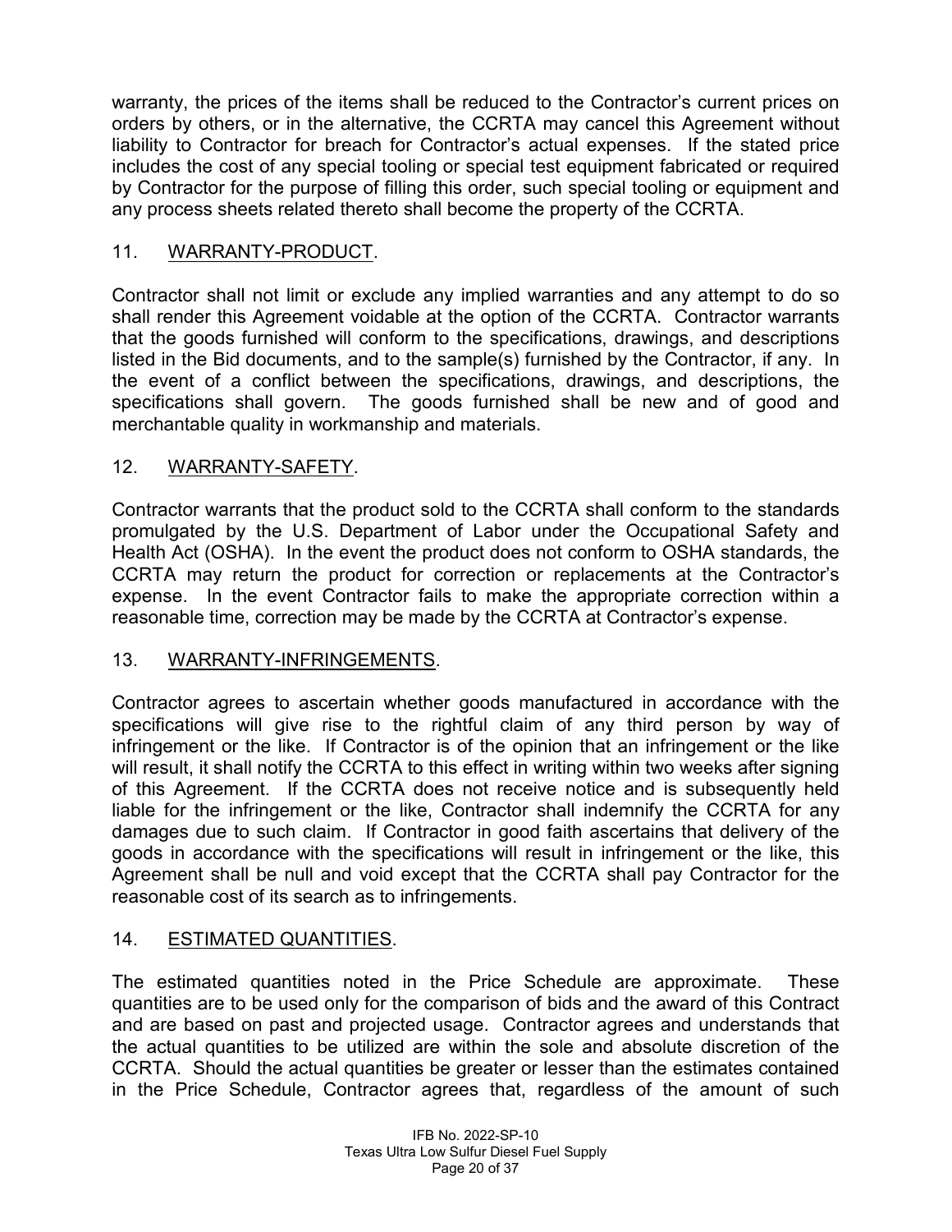warranty, the prices of the items shall be reduced to the Contractor's current prices on orders by others, or in the alternative, the CCRTA may cancel this Agreement without liability to Contractor for breach for Contractor's actual expenses. If the stated price includes the cost of any special tooling or special test equipment fabricated or required by Contractor for the purpose of filling this order, such special tooling or equipment and any process sheets related thereto shall become the property of the CCRTA.

## 11. WARRANTY-PRODUCT.

Contractor shall not limit or exclude any implied warranties and any attempt to do so shall render this Agreement voidable at the option of the CCRTA. Contractor warrants that the goods furnished will conform to the specifications, drawings, and descriptions listed in the Bid documents, and to the sample(s) furnished by the Contractor, if any. In the event of a conflict between the specifications, drawings, and descriptions, the specifications shall govern. The goods furnished shall be new and of good and merchantable quality in workmanship and materials.

## 12. WARRANTY-SAFETY.

Contractor warrants that the product sold to the CCRTA shall conform to the standards promulgated by the U.S. Department of Labor under the Occupational Safety and Health Act (OSHA). In the event the product does not conform to OSHA standards, the CCRTA may return the product for correction or replacements at the Contractor's expense. In the event Contractor fails to make the appropriate correction within a reasonable time, correction may be made by the CCRTA at Contractor's expense.

## 13. WARRANTY-INFRINGEMENTS.

Contractor agrees to ascertain whether goods manufactured in accordance with the specifications will give rise to the rightful claim of any third person by way of infringement or the like. If Contractor is of the opinion that an infringement or the like will result, it shall notify the CCRTA to this effect in writing within two weeks after signing of this Agreement. If the CCRTA does not receive notice and is subsequently held liable for the infringement or the like, Contractor shall indemnify the CCRTA for any damages due to such claim. If Contractor in good faith ascertains that delivery of the goods in accordance with the specifications will result in infringement or the like, this Agreement shall be null and void except that the CCRTA shall pay Contractor for the reasonable cost of its search as to infringements.

## 14. ESTIMATED QUANTITIES.

The estimated quantities noted in the Price Schedule are approximate. These quantities are to be used only for the comparison of bids and the award of this Contract and are based on past and projected usage. Contractor agrees and understands that the actual quantities to be utilized are within the sole and absolute discretion of the CCRTA. Should the actual quantities be greater or lesser than the estimates contained in the Price Schedule, Contractor agrees that, regardless of the amount of such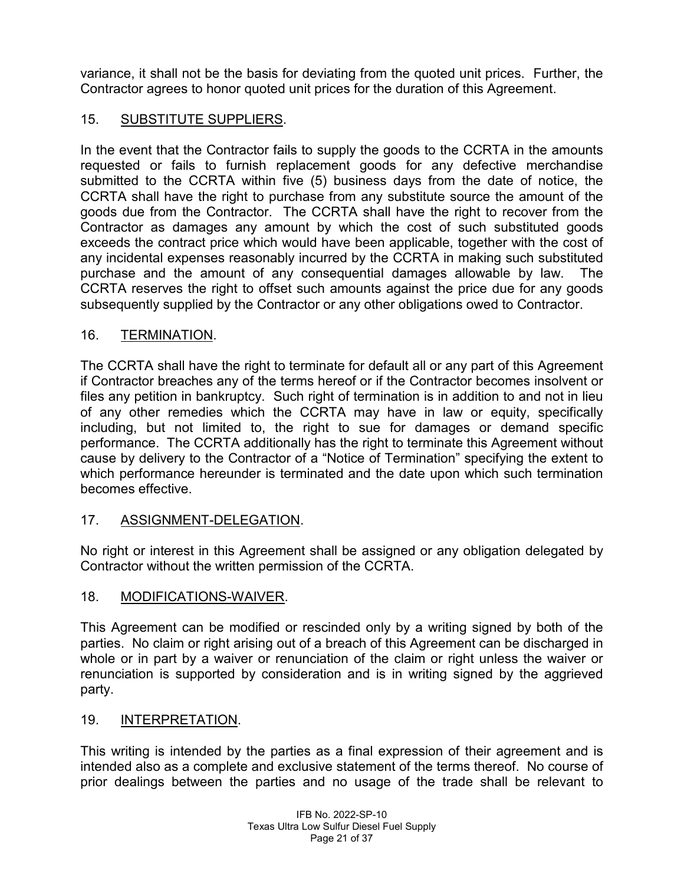variance, it shall not be the basis for deviating from the quoted unit prices. Further, the Contractor agrees to honor quoted unit prices for the duration of this Agreement.

## 15. SUBSTITUTE SUPPLIERS.

In the event that the Contractor fails to supply the goods to the CCRTA in the amounts requested or fails to furnish replacement goods for any defective merchandise submitted to the CCRTA within five (5) business days from the date of notice, the CCRTA shall have the right to purchase from any substitute source the amount of the goods due from the Contractor. The CCRTA shall have the right to recover from the Contractor as damages any amount by which the cost of such substituted goods exceeds the contract price which would have been applicable, together with the cost of any incidental expenses reasonably incurred by the CCRTA in making such substituted purchase and the amount of any consequential damages allowable by law. The CCRTA reserves the right to offset such amounts against the price due for any goods subsequently supplied by the Contractor or any other obligations owed to Contractor.

## 16. TERMINATION.

The CCRTA shall have the right to terminate for default all or any part of this Agreement if Contractor breaches any of the terms hereof or if the Contractor becomes insolvent or files any petition in bankruptcy. Such right of termination is in addition to and not in lieu of any other remedies which the CCRTA may have in law or equity, specifically including, but not limited to, the right to sue for damages or demand specific performance. The CCRTA additionally has the right to terminate this Agreement without cause by delivery to the Contractor of a "Notice of Termination" specifying the extent to which performance hereunder is terminated and the date upon which such termination becomes effective.

## 17. ASSIGNMENT-DELEGATION.

No right or interest in this Agreement shall be assigned or any obligation delegated by Contractor without the written permission of the CCRTA.

## 18. MODIFICATIONS-WAIVER.

This Agreement can be modified or rescinded only by a writing signed by both of the parties. No claim or right arising out of a breach of this Agreement can be discharged in whole or in part by a waiver or renunciation of the claim or right unless the waiver or renunciation is supported by consideration and is in writing signed by the aggrieved party.

## 19. INTERPRETATION.

This writing is intended by the parties as a final expression of their agreement and is intended also as a complete and exclusive statement of the terms thereof. No course of prior dealings between the parties and no usage of the trade shall be relevant to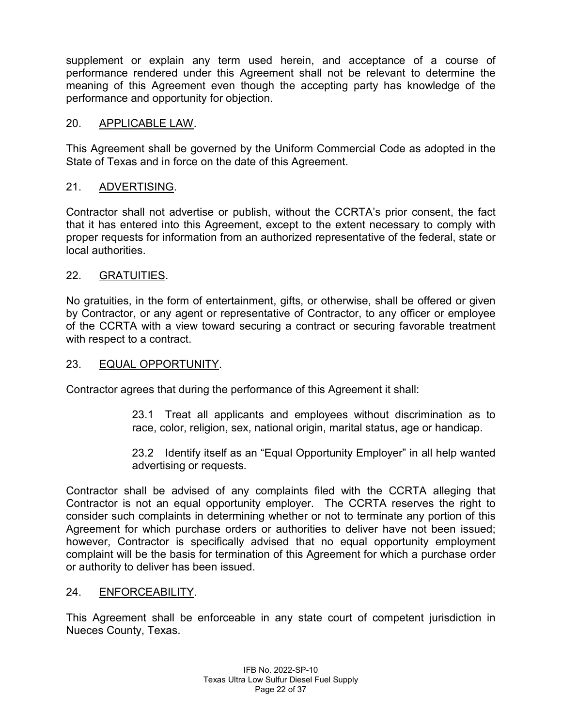supplement or explain any term used herein, and acceptance of a course of performance rendered under this Agreement shall not be relevant to determine the meaning of this Agreement even though the accepting party has knowledge of the performance and opportunity for objection.

## 20. APPLICABLE LAW.

This Agreement shall be governed by the Uniform Commercial Code as adopted in the State of Texas and in force on the date of this Agreement.

## 21. ADVERTISING.

Contractor shall not advertise or publish, without the CCRTA's prior consent, the fact that it has entered into this Agreement, except to the extent necessary to comply with proper requests for information from an authorized representative of the federal, state or local authorities.

## 22. GRATUITIES.

No gratuities, in the form of entertainment, gifts, or otherwise, shall be offered or given by Contractor, or any agent or representative of Contractor, to any officer or employee of the CCRTA with a view toward securing a contract or securing favorable treatment with respect to a contract.

## 23. EQUAL OPPORTUNITY.

Contractor agrees that during the performance of this Agreement it shall:

> 23.1 Treat all applicants and employees without discrimination as to race, color, religion, sex, national origin, marital status, age or handicap.
>
> 23.2 Identify itself as an "Equal Opportunity Employer" in all help wanted advertising or requests.

Contractor shall be advised of any complaints filed with the CCRTA alleging that Contractor is not an equal opportunity employer. The CCRTA reserves the right to consider such complaints in determining whether or not to terminate any portion of this Agreement for which purchase orders or authorities to deliver have not been issued; however, Contractor is specifically advised that no equal opportunity employment complaint will be the basis for termination of this Agreement for which a purchase order or authority to deliver has been issued.

## 24. ENFORCEABILITY.

This Agreement shall be enforceable in any state court of competent jurisdiction in Nueces County, Texas.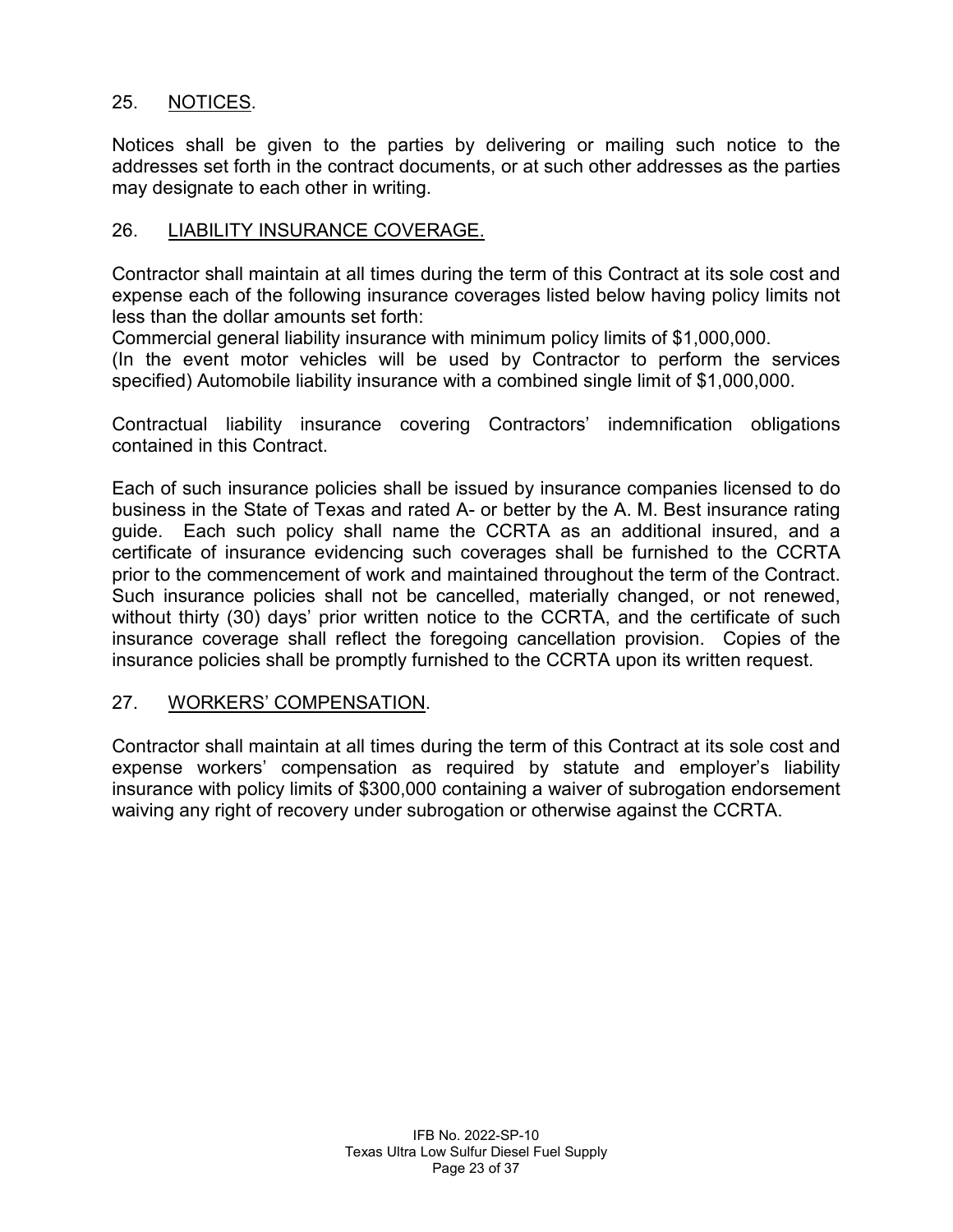## 25. NOTICES.

Notices shall be given to the parties by delivering or mailing such notice to the addresses set forth in the contract documents, or at such other addresses as the parties may designate to each other in writing.

## 26. LIABILITY INSURANCE COVERAGE.

Contractor shall maintain at all times during the term of this Contract at its sole cost and expense each of the following insurance coverages listed below having policy limits not less than the dollar amounts set forth:

Commercial general liability insurance with minimum policy limits of $1,000,000.

(In the event motor vehicles will be used by Contractor to perform the services specified) Automobile liability insurance with a combined single limit of $1,000,000.

Contractual liability insurance covering Contractors' indemnification obligations contained in this Contract.

Each of such insurance policies shall be issued by insurance companies licensed to do business in the State of Texas and rated A- or better by the A. M. Best insurance rating guide. Each such policy shall name the CCRTA as an additional insured, and a certificate of insurance evidencing such coverages shall be furnished to the CCRTA prior to the commencement of work and maintained throughout the term of the Contract. Such insurance policies shall not be cancelled, materially changed, or not renewed, without thirty (30) days' prior written notice to the CCRTA, and the certificate of such insurance coverage shall reflect the foregoing cancellation provision. Copies of the insurance policies shall be promptly furnished to the CCRTA upon its written request.

## 27. WORKERS' COMPENSATION.

Contractor shall maintain at all times during the term of this Contract at its sole cost and expense workers' compensation as required by statute and employer's liability insurance with policy limits of $300,000 containing a waiver of subrogation endorsement waiving any right of recovery under subrogation or otherwise against the CCRTA.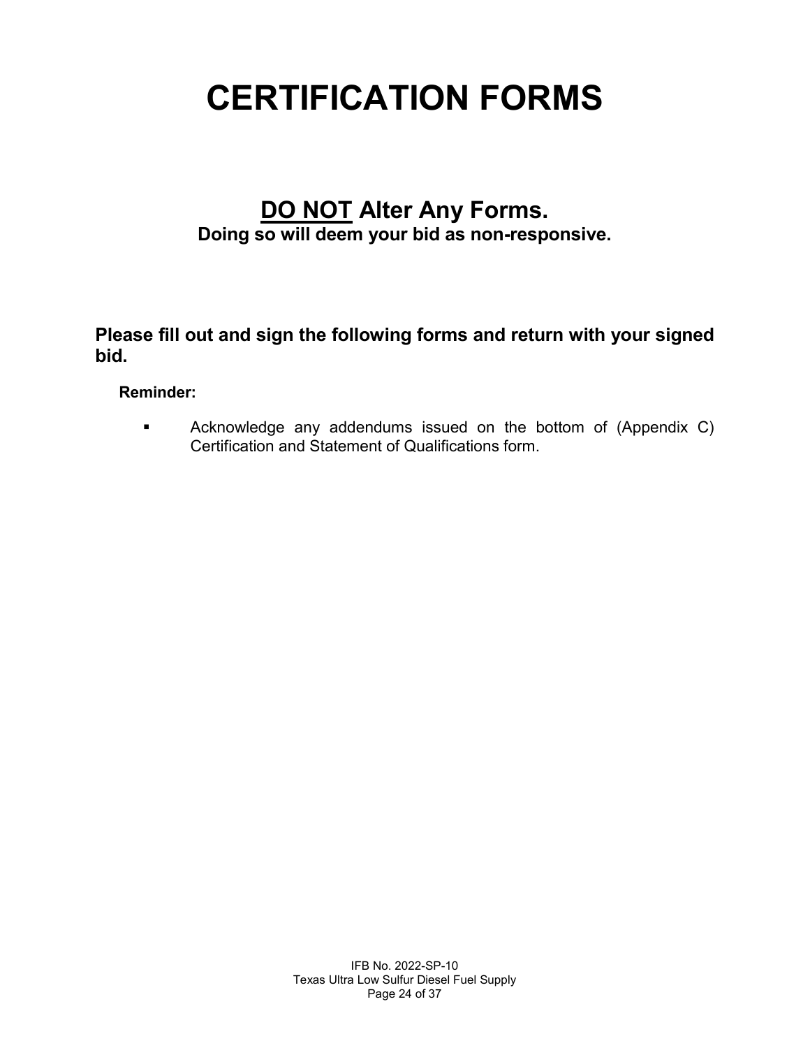# CERTIFICATION FORMS

## <u>DO NOT</u> Alter Any Forms.

**Doing so will deem your bid as non-responsive.**

**Please fill out and sign the following forms and return with your signed bid.**

**Reminder:**

- Acknowledge any addendums issued on the bottom of (Appendix C) Certification and Statement of Qualifications form.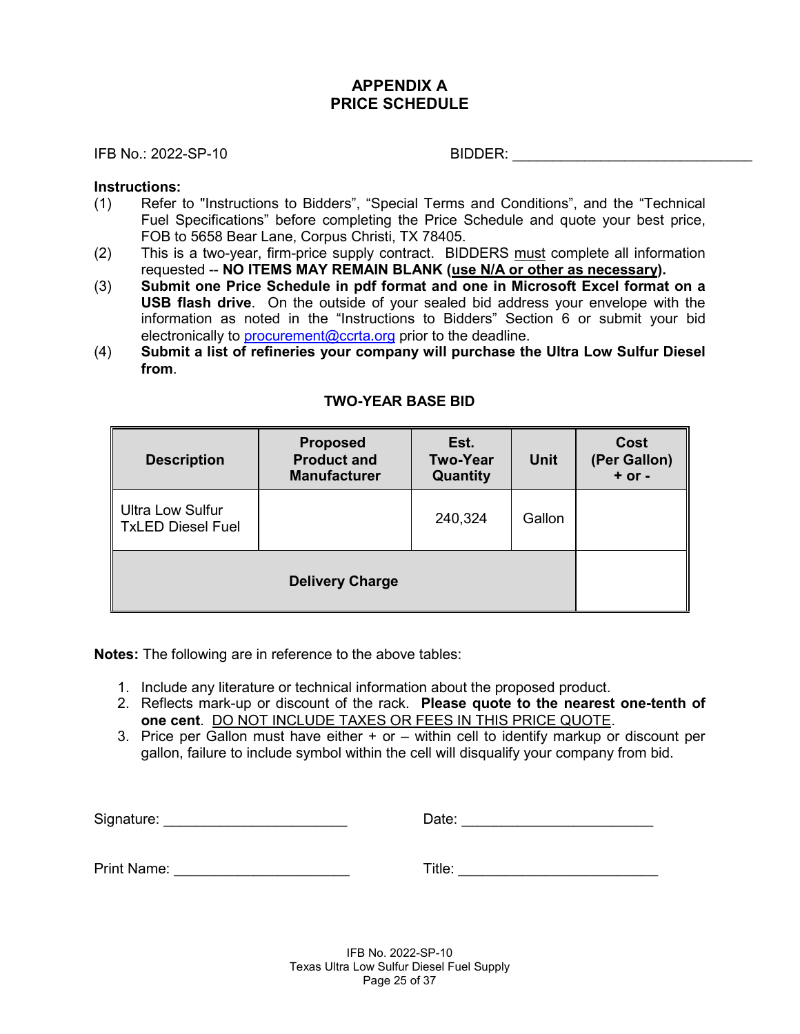# APPENDIX A
# PRICE SCHEDULE

IFB No.: 2022-SP-10 BIDDER: ______________________________

**Instructions:**

(1) Refer to "Instructions to Bidders", "Special Terms and Conditions", and the "Technical Fuel Specifications" before completing the Price Schedule and quote your best price, FOB to 5658 Bear Lane, Corpus Christi, TX 78405.

(2) This is a two-year, firm-price supply contract. BIDDERS must complete all information requested -- **NO ITEMS MAY REMAIN BLANK (use N/A or other as necessary).**

(3) **Submit one Price Schedule in pdf format and one in Microsoft Excel format on a USB flash drive**. On the outside of your sealed bid address your envelope with the information as noted in the "Instructions to Bidders" Section 6 or submit your bid electronically to procurement@ccrta.org prior to the deadline.

(4) **Submit a list of refineries your company will purchase the Ultra Low Sulfur Diesel from**.

### TWO-YEAR BASE BID

| Description | Proposed Product and Manufacturer | Est. Two-Year Quantity | Unit | Cost (Per Gallon) + or - |
|---|---|---|---|---|
| Ultra Low Sulfur TxLED Diesel Fuel | | 240,324 | Gallon | |
| **Delivery Charge** | | | | |

**Notes:** The following are in reference to the above tables:

1. Include any literature or technical information about the proposed product.
2. Reflects mark-up or discount of the rack. **Please quote to the nearest one-tenth of one cent**. DO NOT INCLUDE TAXES OR FEES IN THIS PRICE QUOTE.
3. Price per Gallon must have either + or – within cell to identify markup or discount per gallon, failure to include symbol within the cell will disqualify your company from bid.

Signature: ______________________ Date: ______________________

Print Name: ______________________ Title: ______________________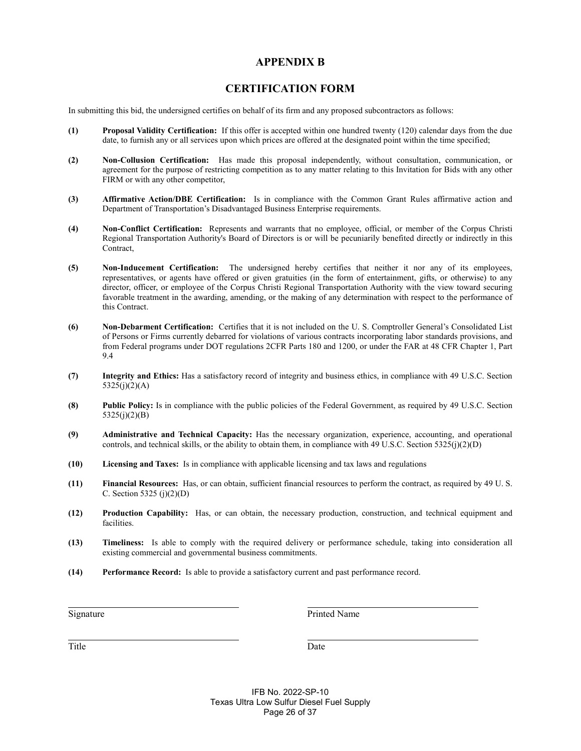# APPENDIX B

## CERTIFICATION FORM

In submitting this bid, the undersigned certifies on behalf of its firm and any proposed subcontractors as follows:

**(1)** **Proposal Validity Certification:** If this offer is accepted within one hundred twenty (120) calendar days from the due date, to furnish any or all services upon which prices are offered at the designated point within the time specified;

**(2)** **Non-Collusion Certification:** Has made this proposal independently, without consultation, communication, or agreement for the purpose of restricting competition as to any matter relating to this Invitation for Bids with any other FIRM or with any other competitor,

**(3)** **Affirmative Action/DBE Certification:** Is in compliance with the Common Grant Rules affirmative action and Department of Transportation's Disadvantaged Business Enterprise requirements.

**(4)** **Non-Conflict Certification:** Represents and warrants that no employee, official, or member of the Corpus Christi Regional Transportation Authority's Board of Directors is or will be pecuniarily benefited directly or indirectly in this Contract,

**(5)** **Non-Inducement Certification:** The undersigned hereby certifies that neither it nor any of its employees, representatives, or agents have offered or given gratuities (in the form of entertainment, gifts, or otherwise) to any director, officer, or employee of the Corpus Christi Regional Transportation Authority with the view toward securing favorable treatment in the awarding, amending, or the making of any determination with respect to the performance of this Contract.

**(6)** **Non-Debarment Certification:** Certifies that it is not included on the U. S. Comptroller General's Consolidated List of Persons or Firms currently debarred for violations of various contracts incorporating labor standards provisions, and from Federal programs under DOT regulations 2CFR Parts 180 and 1200, or under the FAR at 48 CFR Chapter 1, Part 9.4

**(7)** **Integrity and Ethics:** Has a satisfactory record of integrity and business ethics, in compliance with 49 U.S.C. Section 5325(j)(2)(A)

**(8)** **Public Policy:** Is in compliance with the public policies of the Federal Government, as required by 49 U.S.C. Section 5325(j)(2)(B)

**(9)** **Administrative and Technical Capacity:** Has the necessary organization, experience, accounting, and operational controls, and technical skills, or the ability to obtain them, in compliance with 49 U.S.C. Section 5325(j)(2)(D)

**(10)** **Licensing and Taxes:** Is in compliance with applicable licensing and tax laws and regulations

**(11)** **Financial Resources:** Has, or can obtain, sufficient financial resources to perform the contract, as required by 49 U. S. C. Section 5325 (j)(2)(D)

**(12)** **Production Capability:** Has, or can obtain, the necessary production, construction, and technical equipment and facilities.

**(13)** **Timeliness:** Is able to comply with the required delivery or performance schedule, taking into consideration all existing commercial and governmental business commitments.

**(14)** **Performance Record:** Is able to provide a satisfactory current and past performance record.

\_\_\_\_\_\_\_\_\_\_\_\_\_\_\_\_\_\_\_\_\_\_\_\_\_\_\_\_\_\_\_\_\_\_ \_\_\_\_\_\_\_\_\_\_\_\_\_\_\_\_\_\_\_\_\_\_\_\_\_\_\_\_\_\_\_\_\_\_
Signature Printed Name

\_\_\_\_\_\_\_\_\_\_\_\_\_\_\_\_\_\_\_\_\_\_\_\_\_\_\_\_\_\_\_\_\_\_ \_\_\_\_\_\_\_\_\_\_\_\_\_\_\_\_\_\_\_\_\_\_\_\_\_\_\_\_\_\_\_\_\_\_
Title Date

IFB No. 2022-SP-10
Texas Ultra Low Sulfur Diesel Fuel Supply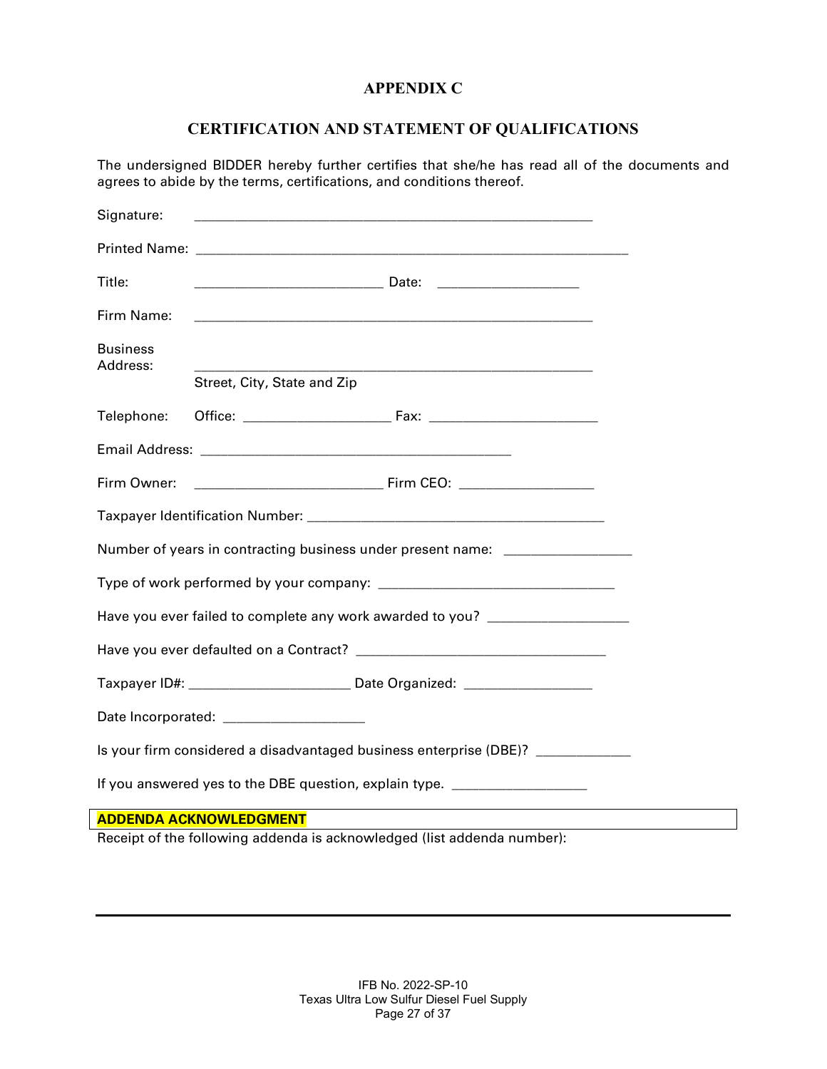# APPENDIX C

## CERTIFICATION AND STATEMENT OF QUALIFICATIONS

The undersigned BIDDER hereby further certifies that she/he has read all of the documents and agrees to abide by the terms, certifications, and conditions thereof.

Signature: ______________________________________________________

Printed Name: ___________________________________________________________

Title: _________________________ Date: ___________________

Firm Name: ______________________________________________________

Business Address: ______________________________________________________
Street, City, State and Zip

Telephone: Office: ___________________ Fax: ______________________

Email Address: __________________________________________

Firm Owner: _________________________ Firm CEO: __________________

Taxpayer Identification Number: ________________________________________

Number of years in contracting business under present name: ________________

Type of work performed by your company: ________________________________

Have you ever failed to complete any work awarded to you? __________________

Have you ever defaulted on a Contract? __________________________________

Taxpayer ID#: _____________________ Date Organized: _________________

Date Incorporated: ___________________

Is your firm considered a disadvantaged business enterprise (DBE)? ____________

If you answered yes to the DBE question, explain type. __________________

**ADDENDA ACKNOWLEDGMENT**

Receipt of the following addenda is acknowledged (list addenda number):

---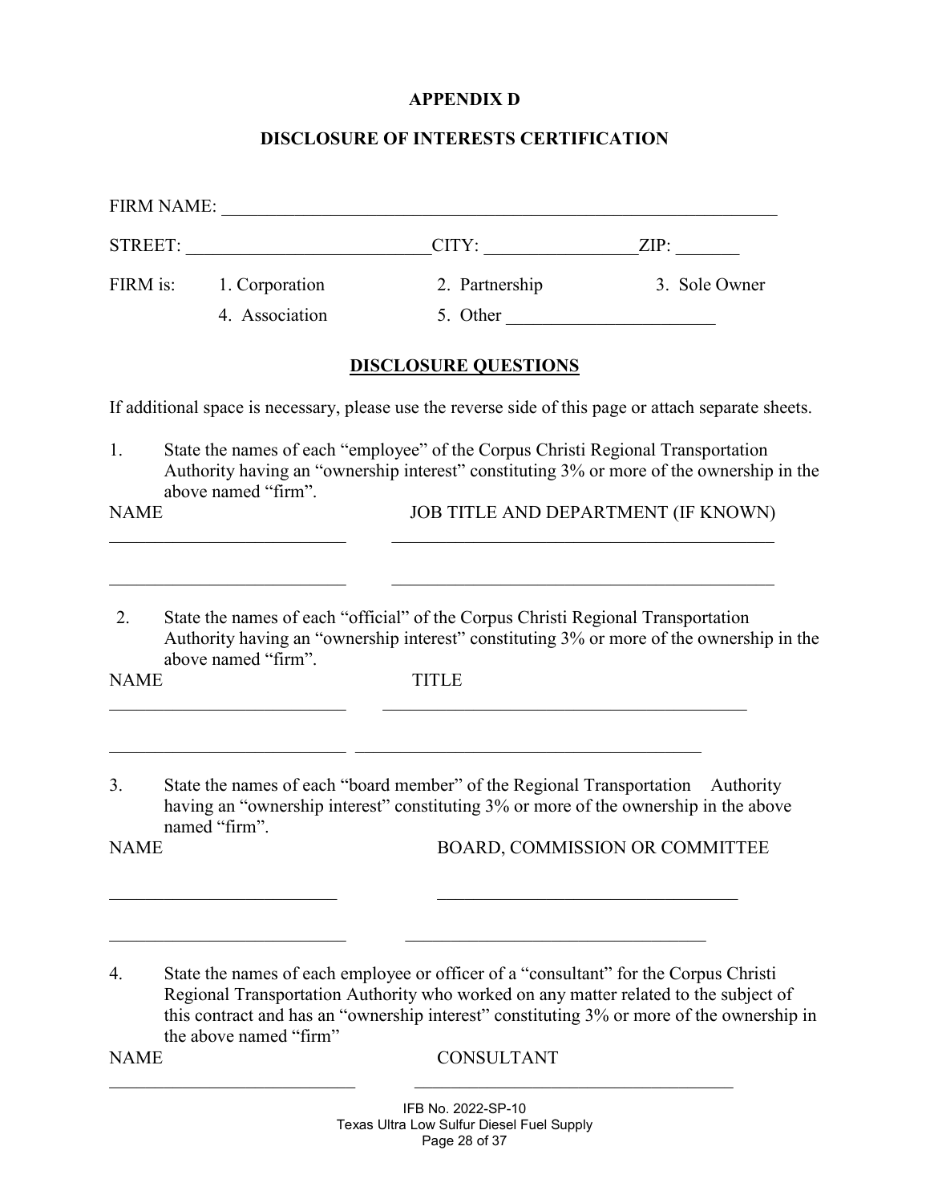# APPENDIX D

## DISCLOSURE OF INTERESTS CERTIFICATION

FIRM NAME: ________________________________________________________________

STREET: ___________________________CITY: ________________ZIP: _______

FIRM is: 1. Corporation 2. Partnership 3. Sole Owner

4. Association 5. Other _______________________

### DISCLOSURE QUESTIONS

If additional space is necessary, please use the reverse side of this page or attach separate sheets.

1. State the names of each "employee" of the Corpus Christi Regional Transportation Authority having an "ownership interest" constituting 3% or more of the ownership in the above named "firm".

NAME JOB TITLE AND DEPARTMENT (IF KNOWN)

___________________________ ____________________________________________

___________________________ ____________________________________________

2. State the names of each "official" of the Corpus Christi Regional Transportation Authority having an "ownership interest" constituting 3% or more of the ownership in the above named "firm".

NAME TITLE

___________________________ __________________________________________

___________________________ ________________________________________

3. State the names of each "board member" of the Regional Transportation Authority having an "ownership interest" constituting 3% or more of the ownership in the above named "firm".

NAME BOARD, COMMISSION OR COMMITTEE

__________________________ __________________________________

___________________________ __________________________________

4. State the names of each employee or officer of a "consultant" for the Corpus Christi Regional Transportation Authority who worked on any matter related to the subject of this contract and has an "ownership interest" constituting 3% or more of the ownership in the above named "firm"

NAME CONSULTANT

____________________________ ____________________________________

IFB No. 2022-SP-10
Texas Ultra Low Sulfur Diesel Fuel Supply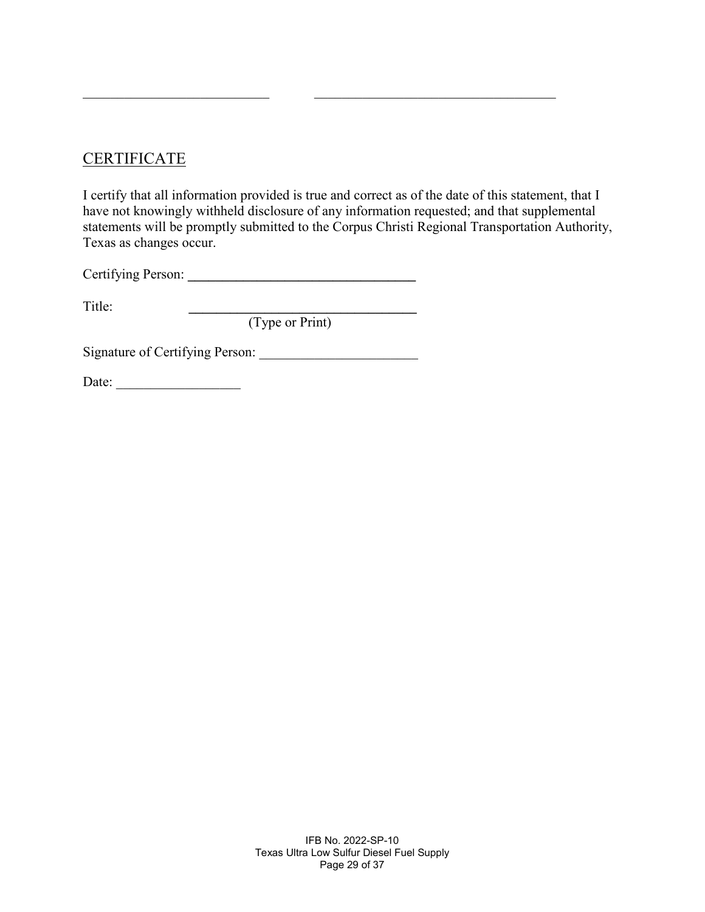\_\_\_\_\_\_\_\_\_\_\_\_\_\_\_\_\_\_\_\_\_\_\_\_\_\_\_ \_\_\_\_\_\_\_\_\_\_\_\_\_\_\_\_\_\_\_\_\_\_\_\_\_\_\_\_\_\_\_\_\_\_\_

## CERTIFICATE

I certify that all information provided is true and correct as of the date of this statement, that I have not knowingly withheld disclosure of any information requested; and that supplemental statements will be promptly submitted to the Corpus Christi Regional Transportation Authority, Texas as changes occur.

Certifying Person: \_\_\_\_\_\_\_\_\_\_\_\_\_\_\_\_\_\_\_\_\_\_\_\_\_\_\_\_\_\_\_\_\_

Title: \_\_\_\_\_\_\_\_\_\_\_\_\_\_\_\_\_\_\_\_\_\_\_\_\_\_\_\_\_\_\_\_\_
(Type or Print)

Signature of Certifying Person: \_\_\_\_\_\_\_\_\_\_\_\_\_\_\_\_\_\_\_\_\_\_\_

Date: \_\_\_\_\_\_\_\_\_\_\_\_\_\_\_\_\_\_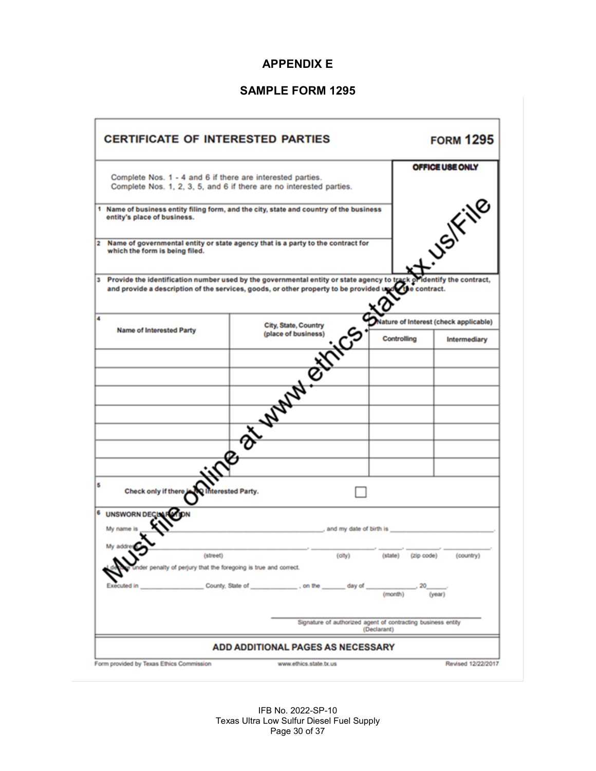# APPENDIX E

## SAMPLE FORM 1295

**CERTIFICATE OF INTERESTED PARTIES** **FORM 1295**

Complete Nos. 1 - 4 and 6 if there are interested parties.
Complete Nos. 1, 2, 3, 5, and 6 if there are no interested parties.

**OFFICE USE ONLY**

**1** **Name of business entity filing form, and the city, state and country of the business entity's place of business.**

**2** **Name of governmental entity or state agency that is a party to the contract for which the form is being filed.**

**3** **Provide the identification number used by the governmental entity or state agency to track or identify the contract, and provide a description of the services, goods, or other property to be provided under the contract.**

**4**

| Name of Interested Party | City, State, Country (place of business) | Nature of Interest (check applicable) | |
|---|---|---|---|
| | | Controlling | Intermediary |
| | | | |
| | | | |
| | | | |
| | | | |
| | | | |
| | | | |
| | | | |

**5** **Check only if there is NO Interested Party.** ☐

**6** **UNSWORN DECLARATION**

My name is _______________________________, and my date of birth is _______________________.

My address _______________________________, _______________, _______, _________, _____________.
(street) (city) (state) (zip code) (country)

I declare under penalty of perjury that the foregoing is true and correct.

Executed in _______________ County, State of _____________, on the _______ day of _____________, 20_____.
(month) (year)

_______________________________________________
Signature of authorized agent of contracting business entity
(Declarant)

**ADD ADDITIONAL PAGES AS NECESSARY**

Form provided by Texas Ethics Commission www.ethics.state.tx.us Revised 12/22/2017

Must file online at www.ethics.state.tx.us/File

IFB No. 2022-SP-10
Texas Ultra Low Sulfur Diesel Fuel Supply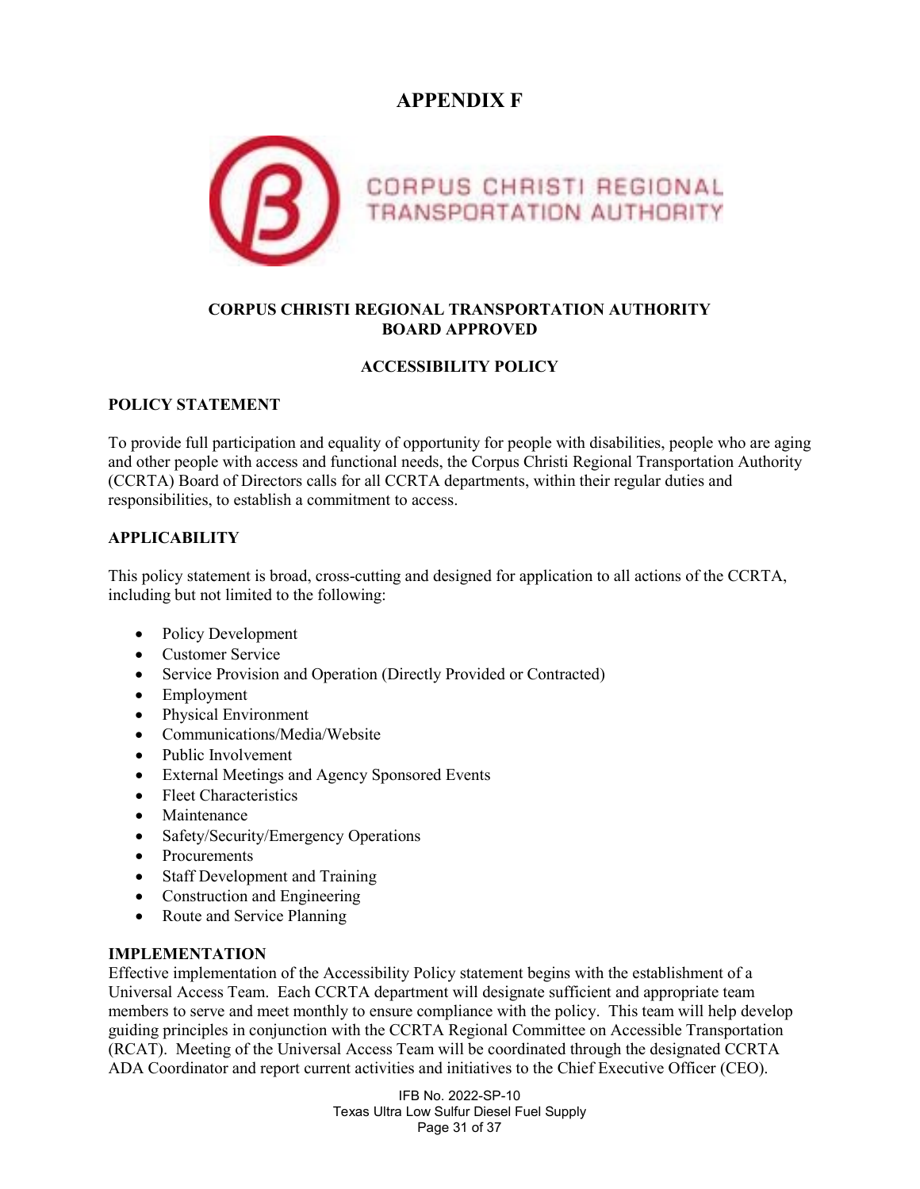# APPENDIX F

CORPUS CHRISTI REGIONAL TRANSPORTATION AUTHORITY

**CORPUS CHRISTI REGIONAL TRANSPORTATION AUTHORITY**
**BOARD APPROVED**

**ACCESSIBILITY POLICY**

## POLICY STATEMENT

To provide full participation and equality of opportunity for people with disabilities, people who are aging and other people with access and functional needs, the Corpus Christi Regional Transportation Authority (CCRTA) Board of Directors calls for all CCRTA departments, within their regular duties and responsibilities, to establish a commitment to access.

## APPLICABILITY

This policy statement is broad, cross-cutting and designed for application to all actions of the CCRTA, including but not limited to the following:

- Policy Development
- Customer Service
- Service Provision and Operation (Directly Provided or Contracted)
- Employment
- Physical Environment
- Communications/Media/Website
- Public Involvement
- External Meetings and Agency Sponsored Events
- Fleet Characteristics
- Maintenance
- Safety/Security/Emergency Operations
- Procurements
- Staff Development and Training
- Construction and Engineering
- Route and Service Planning

## IMPLEMENTATION

Effective implementation of the Accessibility Policy statement begins with the establishment of a Universal Access Team. Each CCRTA department will designate sufficient and appropriate team members to serve and meet monthly to ensure compliance with the policy. This team will help develop guiding principles in conjunction with the CCRTA Regional Committee on Accessible Transportation (RCAT). Meeting of the Universal Access Team will be coordinated through the designated CCRTA ADA Coordinator and report current activities and initiatives to the Chief Executive Officer (CEO).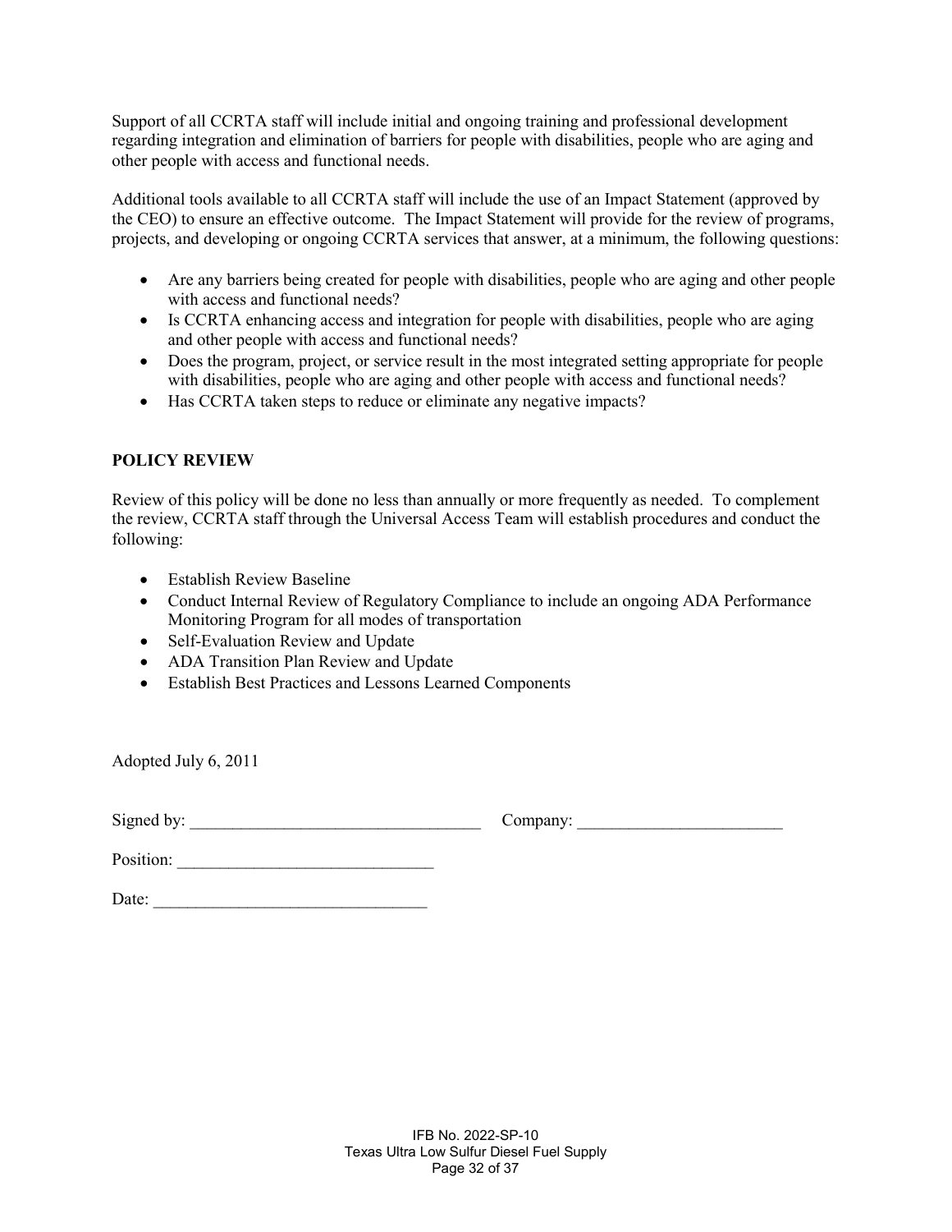Support of all CCRTA staff will include initial and ongoing training and professional development regarding integration and elimination of barriers for people with disabilities, people who are aging and other people with access and functional needs.

Additional tools available to all CCRTA staff will include the use of an Impact Statement (approved by the CEO) to ensure an effective outcome. The Impact Statement will provide for the review of programs, projects, and developing or ongoing CCRTA services that answer, at a minimum, the following questions:

- Are any barriers being created for people with disabilities, people who are aging and other people with access and functional needs?
- Is CCRTA enhancing access and integration for people with disabilities, people who are aging and other people with access and functional needs?
- Does the program, project, or service result in the most integrated setting appropriate for people with disabilities, people who are aging and other people with access and functional needs?
- Has CCRTA taken steps to reduce or eliminate any negative impacts?

## POLICY REVIEW

Review of this policy will be done no less than annually or more frequently as needed. To complement the review, CCRTA staff through the Universal Access Team will establish procedures and conduct the following:

- Establish Review Baseline
- Conduct Internal Review of Regulatory Compliance to include an ongoing ADA Performance Monitoring Program for all modes of transportation
- Self-Evaluation Review and Update
- ADA Transition Plan Review and Update
- Establish Best Practices and Lessons Learned Components

Adopted July 6, 2011

Signed by: ___________________________________ Company: ________________________

Position: ______________________________

Date: ________________________________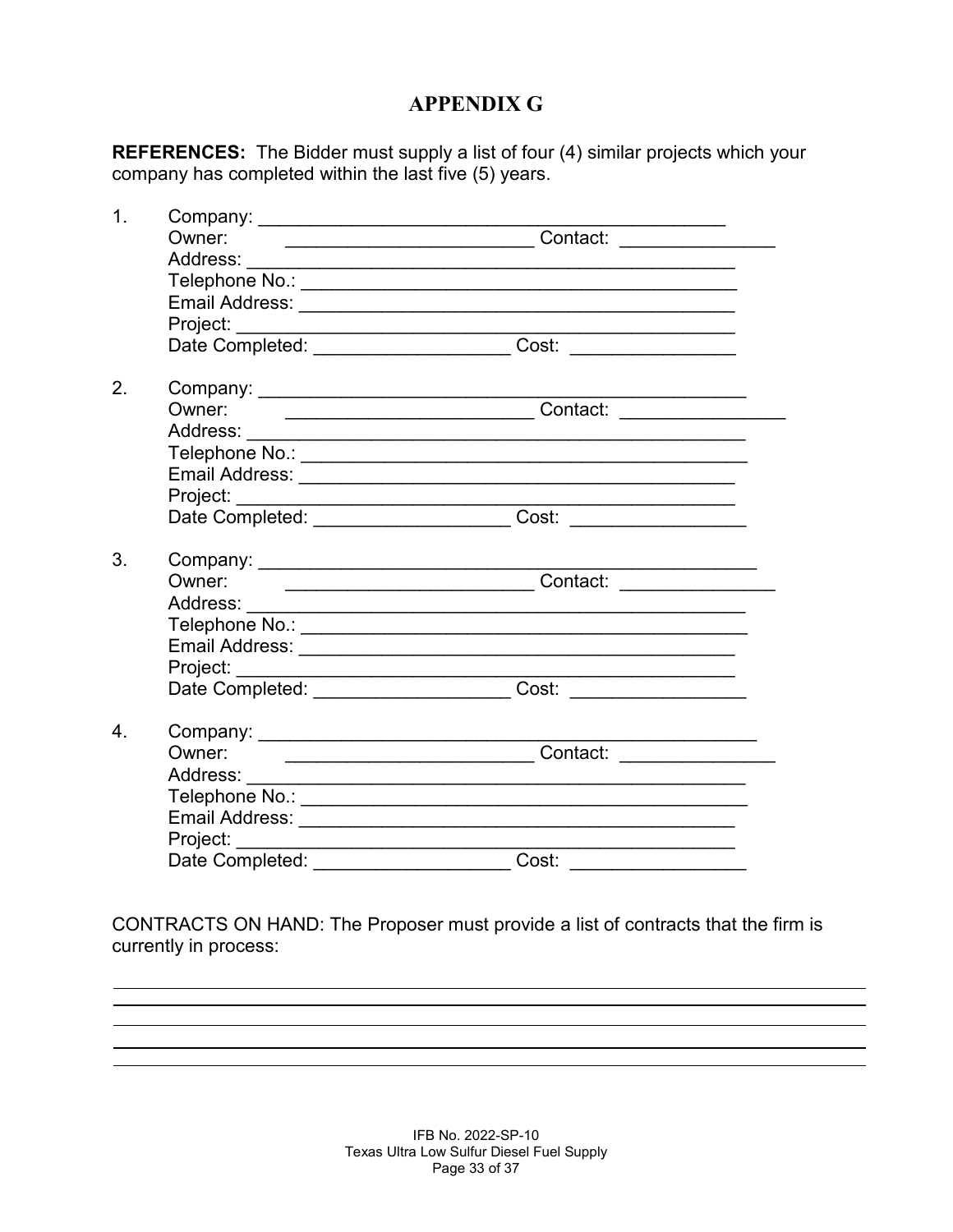# APPENDIX G

**REFERENCES:** The Bidder must supply a list of four (4) similar projects which your company has completed within the last five (5) years.

1. Company: _______________________________________________
   Owner: ________________________ Contact: _______________
   Address: _______________________________________________
   Telephone No.: __________________________________________
   Email Address: __________________________________________
   Project: ________________________________________________
   Date Completed: ___________________ Cost: ________________

2. Company: _______________________________________________
   Owner: ________________________ Contact: ________________
   Address: _______________________________________________
   Telephone No.: __________________________________________
   Email Address: __________________________________________
   Project: ________________________________________________
   Date Completed: ___________________ Cost: _________________

3. Company: _______________________________________________
   Owner: ________________________ Contact: _______________
   Address: _______________________________________________
   Telephone No.: __________________________________________
   Email Address: __________________________________________
   Project: ________________________________________________
   Date Completed: ___________________ Cost: _________________

4. Company: _______________________________________________
   Owner: ________________________ Contact: _______________
   Address: _______________________________________________
   Telephone No.: __________________________________________
   Email Address: __________________________________________
   Project: ________________________________________________
   Date Completed: ___________________ Cost: _________________

CONTRACTS ON HAND: The Proposer must provide a list of contracts that the firm is currently in process:

___________________________________________________________________________

___________________________________________________________________________

___________________________________________________________________________

___________________________________________________________________________

___________________________________________________________________________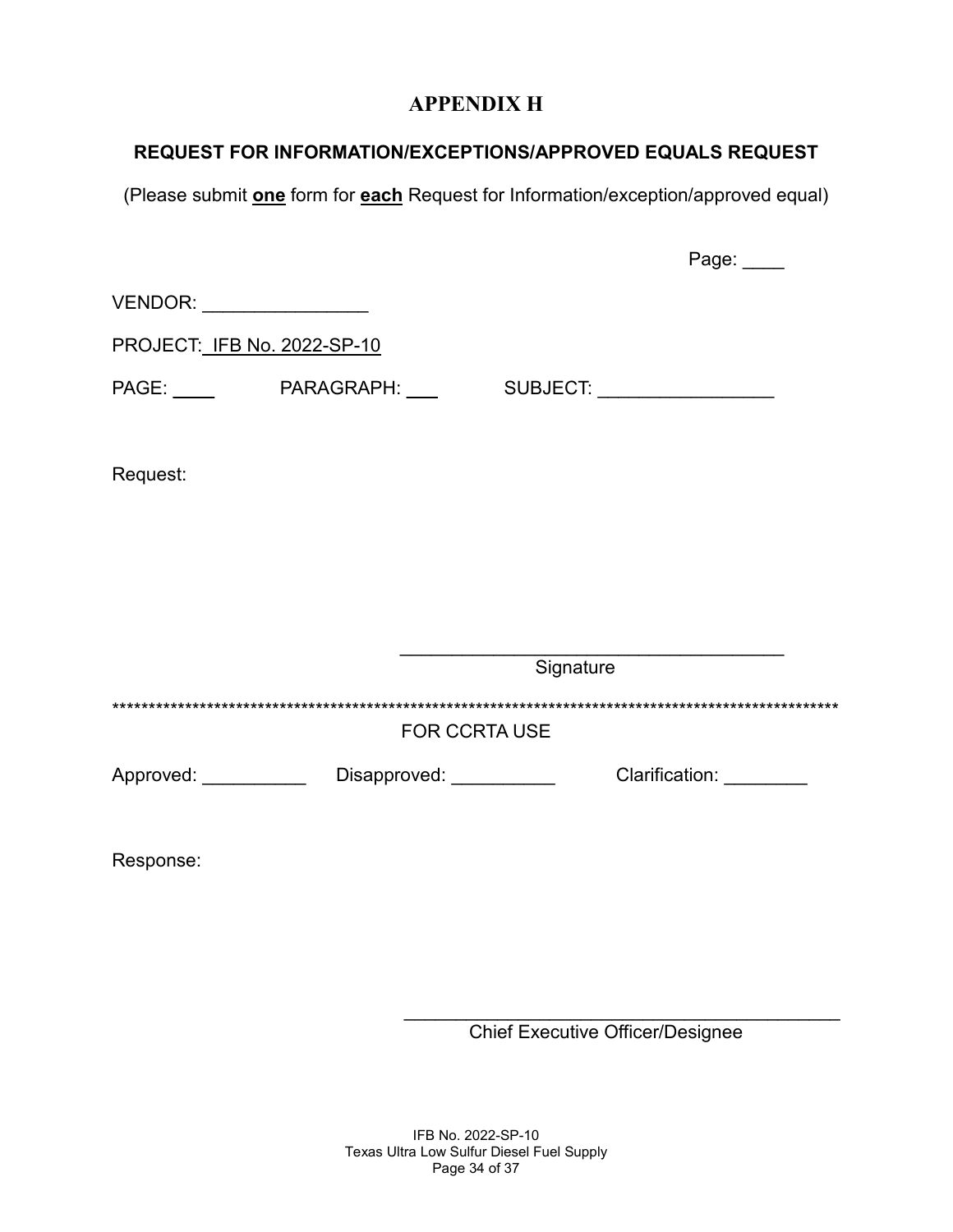# APPENDIX H

## REQUEST FOR INFORMATION/EXCEPTIONS/APPROVED EQUALS REQUEST

(Please submit **one** form for **each** Request for Information/exception/approved equal)

Page: ____

VENDOR: ________________

PROJECT: IFB No. 2022-SP-10

PAGE: ____ PARAGRAPH: ___ SUBJECT: _________________

Request:

_____________________________________
Signature

****************************************************************************************************

FOR CCRTA USE

Approved: __________ Disapproved: __________ Clarification: ________

Response:

__________________________________________
Chief Executive Officer/Designee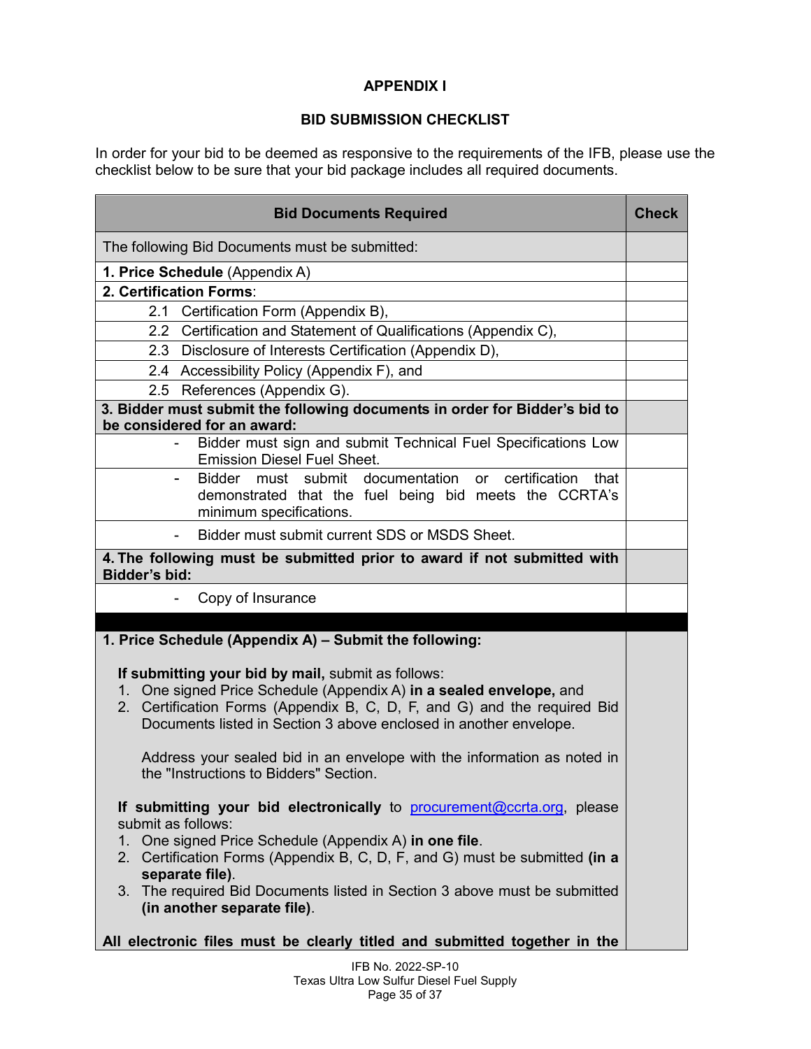# APPENDIX I

## BID SUBMISSION CHECKLIST

In order for your bid to be deemed as responsive to the requirements of the IFB, please use the checklist below to be sure that your bid package includes all required documents.

| Bid Documents Required | Check |
|---|---|
| The following Bid Documents must be submitted: | |
| **1. Price Schedule** (Appendix A) | |
| **2. Certification Forms**: | |
| 2.1 Certification Form (Appendix B), | |
| 2.2 Certification and Statement of Qualifications (Appendix C), | |
| 2.3 Disclosure of Interests Certification (Appendix D), | |
| 2.4 Accessibility Policy (Appendix F), and | |
| 2.5 References (Appendix G). | |
| **3. Bidder must submit the following documents in order for Bidder's bid to be considered for an award:** | |
| - Bidder must sign and submit Technical Fuel Specifications Low Emission Diesel Fuel Sheet. | |
| - Bidder must submit documentation or certification that demonstrated that the fuel being bid meets the CCRTA's minimum specifications. | |
| - Bidder must submit current SDS or MSDS Sheet. | |
| **4. The following must be submitted prior to award if not submitted with Bidder's bid:** | |
| - Copy of Insurance | |
| | |
| **1. Price Schedule (Appendix A) – Submit the following:**<br><br>**If submitting your bid by mail,** submit as follows:<br>1. One signed Price Schedule (Appendix A) **in a sealed envelope,** and<br>2. Certification Forms (Appendix B, C, D, F, and G) and the required Bid Documents listed in Section 3 above enclosed in another envelope.<br><br>Address your sealed bid in an envelope with the information as noted in the "Instructions to Bidders" Section.<br><br>**If submitting your bid electronically** to procurement@ccrta.org, please submit as follows:<br>1. One signed Price Schedule (Appendix A) **in one file**.<br>2. Certification Forms (Appendix B, C, D, F, and G) must be submitted **(in a separate file)**.<br>3. The required Bid Documents listed in Section 3 above must be submitted **(in another separate file)**.<br><br>**All electronic files must be clearly titled and submitted together in the** | |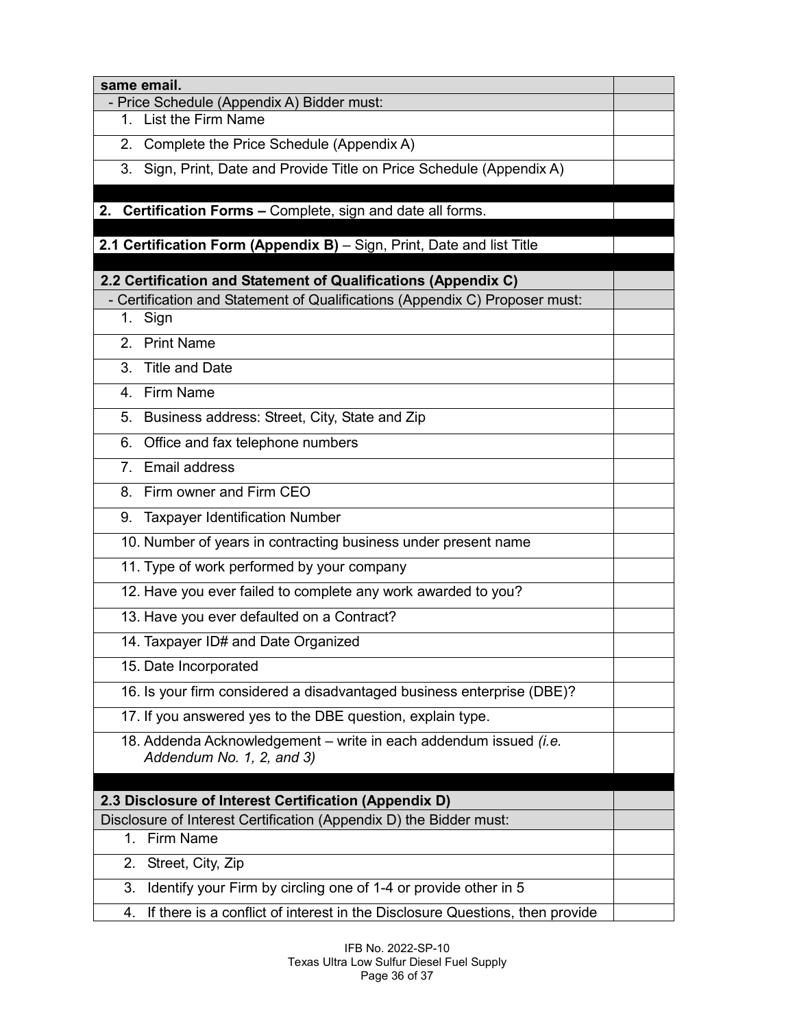| | |
|---|---|
| **same email.** | |
| - Price Schedule (Appendix A) Bidder must: | |
| 1. List the Firm Name | |
| 2. Complete the Price Schedule (Appendix A) | |
| 3. Sign, Print, Date and Provide Title on Price Schedule (Appendix A) | |
| | |
| **2. Certification Forms –** Complete, sign and date all forms. | |
| | |
| **2.1 Certification Form (Appendix B)** – Sign, Print, Date and list Title | |
| | |
| **2.2 Certification and Statement of Qualifications (Appendix C)** | |
| - Certification and Statement of Qualifications (Appendix C) Proposer must: | |
| 1. Sign | |
| 2. Print Name | |
| 3. Title and Date | |
| 4. Firm Name | |
| 5. Business address: Street, City, State and Zip | |
| 6. Office and fax telephone numbers | |
| 7. Email address | |
| 8. Firm owner and Firm CEO | |
| 9. Taxpayer Identification Number | |
| 10. Number of years in contracting business under present name | |
| 11. Type of work performed by your company | |
| 12. Have you ever failed to complete any work awarded to you? | |
| 13. Have you ever defaulted on a Contract? | |
| 14. Taxpayer ID# and Date Organized | |
| 15. Date Incorporated | |
| 16. Is your firm considered a disadvantaged business enterprise (DBE)? | |
| 17. If you answered yes to the DBE question, explain type. | |
| 18. Addenda Acknowledgement – write in each addendum issued *(i.e. Addendum No. 1, 2, and 3)* | |
| | |
| **2.3 Disclosure of Interest Certification (Appendix D)** | |
| Disclosure of Interest Certification (Appendix D) the Bidder must: | |
| 1. Firm Name | |
| 2. Street, City, Zip | |
| 3. Identify your Firm by circling one of 1-4 or provide other in 5 | |
| 4. If there is a conflict of interest in the Disclosure Questions, then provide | |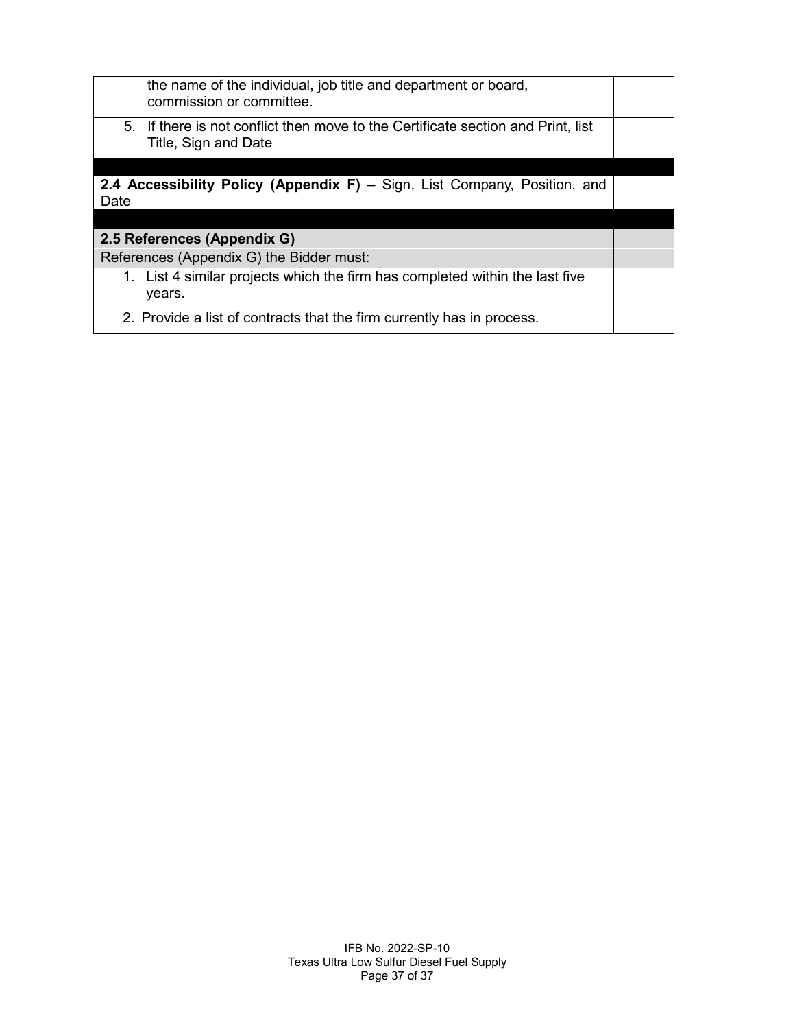| | |
|---|---|
| the name of the individual, job title and department or board, commission or committee. | |
| 5. If there is not conflict then move to the Certificate section and Print, list Title, Sign and Date | |
| | |
| **2.4 Accessibility Policy (Appendix F)** – Sign, List Company, Position, and Date | |
| | |
| **2.5 References (Appendix G)** | |
| References (Appendix G) the Bidder must: | |
| 1. List 4 similar projects which the firm has completed within the last five years. | |
| 2. Provide a list of contracts that the firm currently has in process. | |